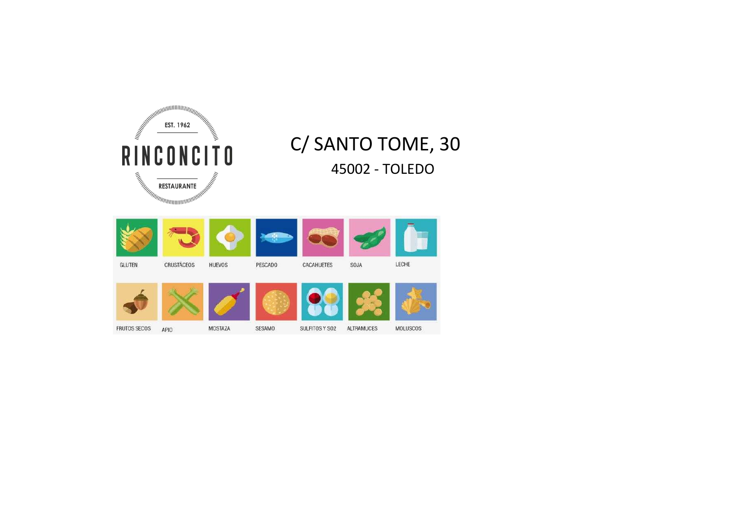EST. 1962

# RINCONCITO

RESTAURANTE

C/ SANTO TOME, 30

45002 - TOLEDO

GLUTEN | CRUSTÁCEOS | HUEVOS | PESCADO | CACAHUETES | SOJA | LECHE

FRUTOS SECOS | APIO | MOSTAZA | SESAMO | SULFITOS Y S02 | ALTRAMUCES | MOLUSCOS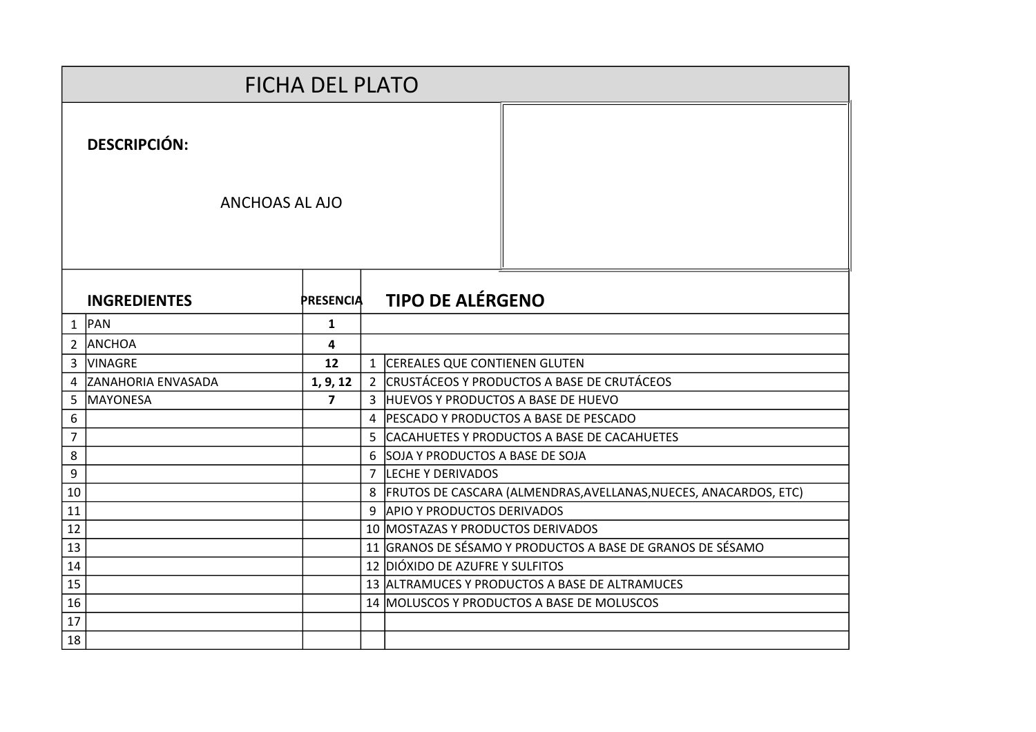# FICHA DEL PLATO

**DESCRIPCIÓN:**

ANCHOAS AL AJO

| | INGREDIENTES | PRESENCIA | | TIPO DE ALÉRGENO |
|---|---|---|---|---|
| 1 | PAN | **1** | | |
| 2 | ANCHOA | **4** | | |
| 3 | VINAGRE | **12** | 1 | CEREALES QUE CONTIENEN GLUTEN |
| 4 | ZANAHORIA ENVASADA | **1, 9, 12** | 2 | CRUSTÁCEOS Y PRODUCTOS A BASE DE CRUTÁCEOS |
| 5 | MAYONESA | **7** | 3 | HUEVOS Y PRODUCTOS A BASE DE HUEVO |
| 6 | | | 4 | PESCADO Y PRODUCTOS A BASE DE PESCADO |
| 7 | | | 5 | CACAHUETES Y PRODUCTOS A BASE DE CACAHUETES |
| 8 | | | 6 | SOJA Y PRODUCTOS A BASE DE SOJA |
| 9 | | | 7 | LECHE Y DERIVADOS |
| 10 | | | 8 | FRUTOS DE CASCARA (ALMENDRAS,AVELLANAS,NUECES, ANACARDOS, ETC) |
| 11 | | | 9 | APIO Y PRODUCTOS DERIVADOS |
| 12 | | | 10 | MOSTAZAS Y PRODUCTOS DERIVADOS |
| 13 | | | 11 | GRANOS DE SÉSAMO Y PRODUCTOS A BASE DE GRANOS DE SÉSAMO |
| 14 | | | 12 | DIÓXIDO DE AZUFRE Y SULFITOS |
| 15 | | | 13 | ALTRAMUCES Y PRODUCTOS A BASE DE ALTRAMUCES |
| 16 | | | 14 | MOLUSCOS Y PRODUCTOS A BASE DE MOLUSCOS |
| 17 | | | | |
| 18 | | | | |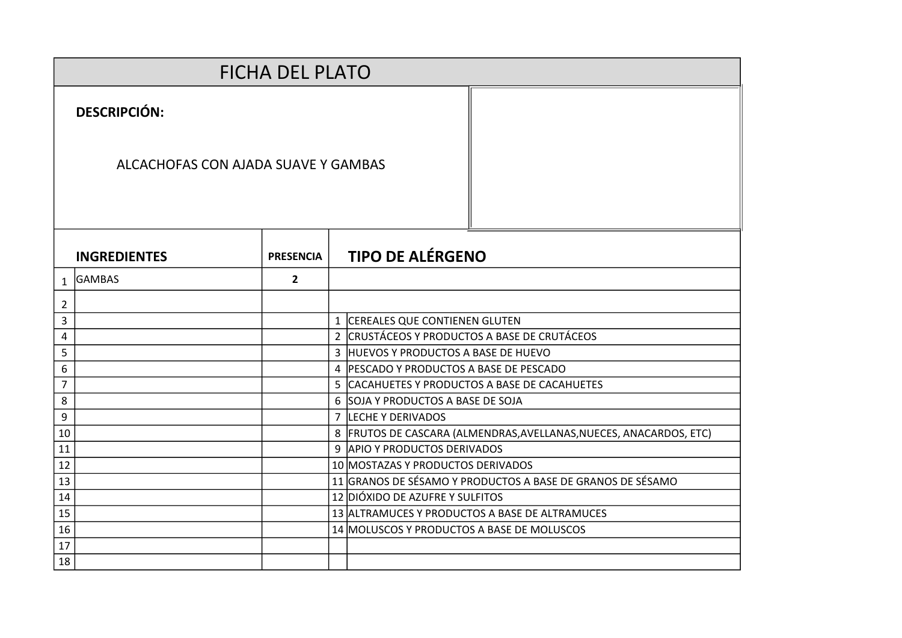# FICHA DEL PLATO

**DESCRIPCIÓN:**

ALCACHOFAS CON AJADA SUAVE Y GAMBAS

| | **INGREDIENTES** | **PRESENCIA** | **TIPO DE ALÉRGENO** | |
|---|---|---|---|---|
| 1 | GAMBAS | **2** | | |
| 2 | | | | |
| 3 | | | 1 | CEREALES QUE CONTIENEN GLUTEN |
| 4 | | | 2 | CRUSTÁCEOS Y PRODUCTOS A BASE DE CRUTÁCEOS |
| 5 | | | 3 | HUEVOS Y PRODUCTOS A BASE DE HUEVO |
| 6 | | | 4 | PESCADO Y PRODUCTOS A BASE DE PESCADO |
| 7 | | | 5 | CACAHUETES Y PRODUCTOS A BASE DE CACAHUETES |
| 8 | | | 6 | SOJA Y PRODUCTOS A BASE DE SOJA |
| 9 | | | 7 | LECHE Y DERIVADOS |
| 10 | | | 8 | FRUTOS DE CASCARA (ALMENDRAS,AVELLANAS,NUECES, ANACARDOS, ETC) |
| 11 | | | 9 | APIO Y PRODUCTOS DERIVADOS |
| 12 | | | 10 | MOSTAZAS Y PRODUCTOS DERIVADOS |
| 13 | | | 11 | GRANOS DE SÉSAMO Y PRODUCTOS A BASE DE GRANOS DE SÉSAMO |
| 14 | | | 12 | DIÓXIDO DE AZUFRE Y SULFITOS |
| 15 | | | 13 | ALTRAMUCES Y PRODUCTOS A BASE DE ALTRAMUCES |
| 16 | | | 14 | MOLUSCOS Y PRODUCTOS A BASE DE MOLUSCOS |
| 17 | | | | |
| 18 | | | | |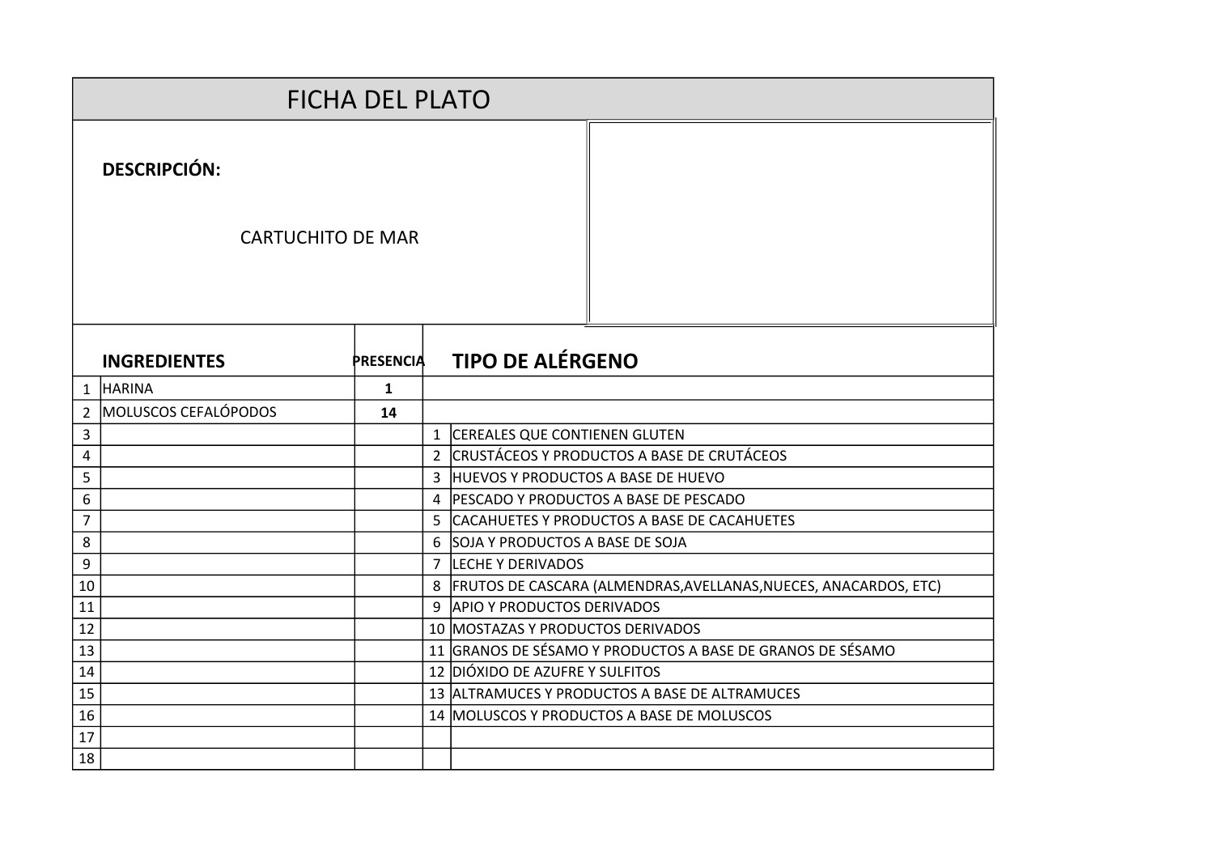# FICHA DEL PLATO

**DESCRIPCIÓN:**

CARTUCHITO DE MAR

| | **INGREDIENTES** | **PRESENCIA** | | **TIPO DE ALÉRGENO** |
|---|---|---|---|---|
| 1 | HARINA | **1** | | |
| 2 | MOLUSCOS CEFALÓPODOS | **14** | | |
| 3 | | | 1 | CEREALES QUE CONTIENEN GLUTEN |
| 4 | | | 2 | CRUSTÁCEOS Y PRODUCTOS A BASE DE CRUTÁCEOS |
| 5 | | | 3 | HUEVOS Y PRODUCTOS A BASE DE HUEVO |
| 6 | | | 4 | PESCADO Y PRODUCTOS A BASE DE PESCADO |
| 7 | | | 5 | CACAHUETES Y PRODUCTOS A BASE DE CACAHUETES |
| 8 | | | 6 | SOJA Y PRODUCTOS A BASE DE SOJA |
| 9 | | | 7 | LECHE Y DERIVADOS |
| 10 | | | 8 | FRUTOS DE CASCARA (ALMENDRAS,AVELLANAS,NUECES, ANACARDOS, ETC) |
| 11 | | | 9 | APIO Y PRODUCTOS DERIVADOS |
| 12 | | | 10 | MOSTAZAS Y PRODUCTOS DERIVADOS |
| 13 | | | 11 | GRANOS DE SÉSAMO Y PRODUCTOS A BASE DE GRANOS DE SÉSAMO |
| 14 | | | 12 | DIÓXIDO DE AZUFRE Y SULFITOS |
| 15 | | | 13 | ALTRAMUCES Y PRODUCTOS A BASE DE ALTRAMUCES |
| 16 | | | 14 | MOLUSCOS Y PRODUCTOS A BASE DE MOLUSCOS |
| 17 | | | | |
| 18 | | | | |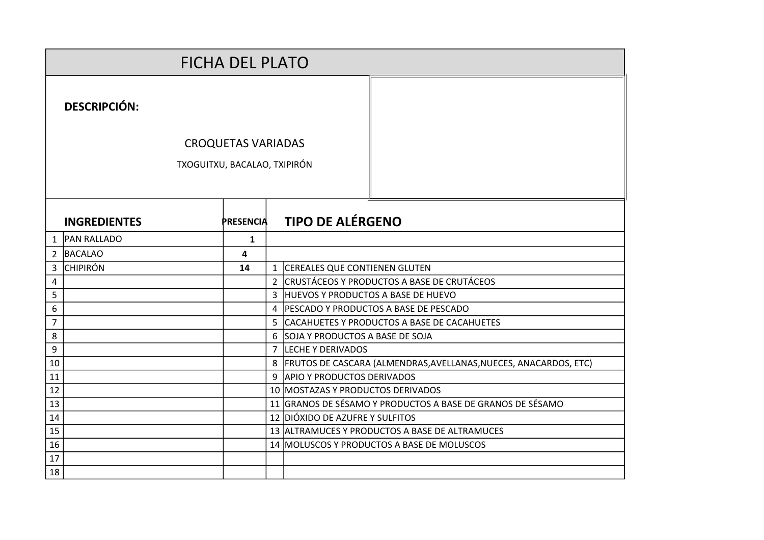# FICHA DEL PLATO

**DESCRIPCIÓN:**

CROQUETAS VARIADAS

TXOGUITXU, BACALAO, TXIPIRÓN

| | INGREDIENTES | PRESENCIA | | TIPO DE ALÉRGENO |
|---|---|---|---|---|
| 1 | PAN RALLADO | 1 | | |
| 2 | BACALAO | 4 | | |
| 3 | CHIPIRÓN | 14 | 1 | CEREALES QUE CONTIENEN GLUTEN |
| 4 | | | 2 | CRUSTÁCEOS Y PRODUCTOS A BASE DE CRUTÁCEOS |
| 5 | | | 3 | HUEVOS Y PRODUCTOS A BASE DE HUEVO |
| 6 | | | 4 | PESCADO Y PRODUCTOS A BASE DE PESCADO |
| 7 | | | 5 | CACAHUETES Y PRODUCTOS A BASE DE CACAHUETES |
| 8 | | | 6 | SOJA Y PRODUCTOS A BASE DE SOJA |
| 9 | | | 7 | LECHE Y DERIVADOS |
| 10 | | | 8 | FRUTOS DE CASCARA (ALMENDRAS,AVELLANAS,NUECES, ANACARDOS, ETC) |
| 11 | | | 9 | APIO Y PRODUCTOS DERIVADOS |
| 12 | | | 10 | MOSTAZAS Y PRODUCTOS DERIVADOS |
| 13 | | | 11 | GRANOS DE SÉSAMO Y PRODUCTOS A BASE DE GRANOS DE SÉSAMO |
| 14 | | | 12 | DIÓXIDO DE AZUFRE Y SULFITOS |
| 15 | | | 13 | ALTRAMUCES Y PRODUCTOS A BASE DE ALTRAMUCES |
| 16 | | | 14 | MOLUSCOS Y PRODUCTOS A BASE DE MOLUSCOS |
| 17 | | | | |
| 18 | | | | |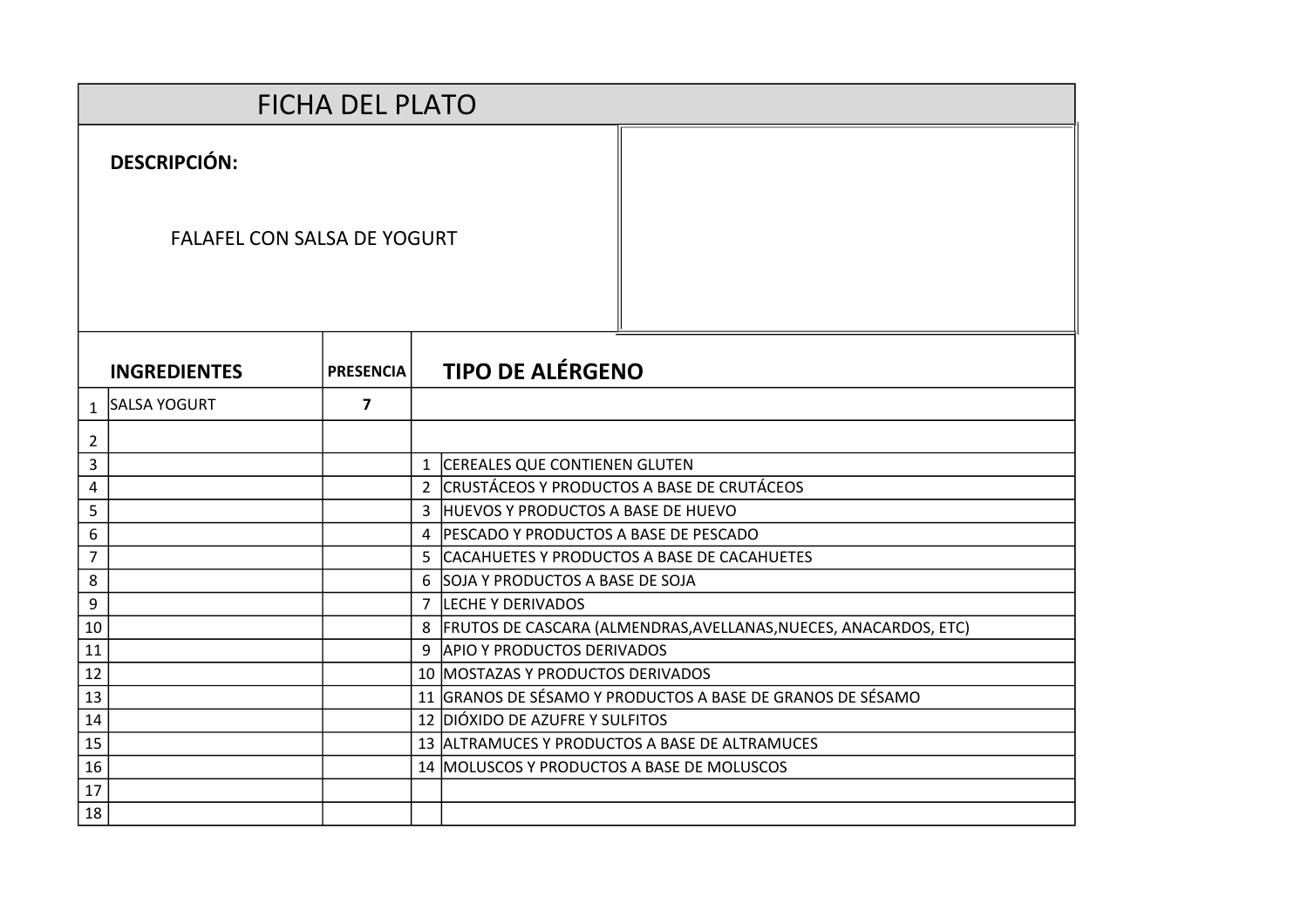# FICHA DEL PLATO

**DESCRIPCIÓN:**

FALAFEL CON SALSA DE YOGURT

| | INGREDIENTES | PRESENCIA | | TIPO DE ALÉRGENO |
|---|---|---|---|---|
| 1 | SALSA YOGURT | 7 | | |
| 2 | | | | |
| 3 | | | 1 | CEREALES QUE CONTIENEN GLUTEN |
| 4 | | | 2 | CRUSTÁCEOS Y PRODUCTOS A BASE DE CRUTÁCEOS |
| 5 | | | 3 | HUEVOS Y PRODUCTOS A BASE DE HUEVO |
| 6 | | | 4 | PESCADO Y PRODUCTOS A BASE DE PESCADO |
| 7 | | | 5 | CACAHUETES Y PRODUCTOS A BASE DE CACAHUETES |
| 8 | | | 6 | SOJA Y PRODUCTOS A BASE DE SOJA |
| 9 | | | 7 | LECHE Y DERIVADOS |
| 10 | | | 8 | FRUTOS DE CASCARA (ALMENDRAS,AVELLANAS,NUECES, ANACARDOS, ETC) |
| 11 | | | 9 | APIO Y PRODUCTOS DERIVADOS |
| 12 | | | 10 | MOSTAZAS Y PRODUCTOS DERIVADOS |
| 13 | | | 11 | GRANOS DE SÉSAMO Y PRODUCTOS A BASE DE GRANOS DE SÉSAMO |
| 14 | | | 12 | DIÓXIDO DE AZUFRE Y SULFITOS |
| 15 | | | 13 | ALTRAMUCES Y PRODUCTOS A BASE DE ALTRAMUCES |
| 16 | | | 14 | MOLUSCOS Y PRODUCTOS A BASE DE MOLUSCOS |
| 17 | | | | |
| 18 | | | | |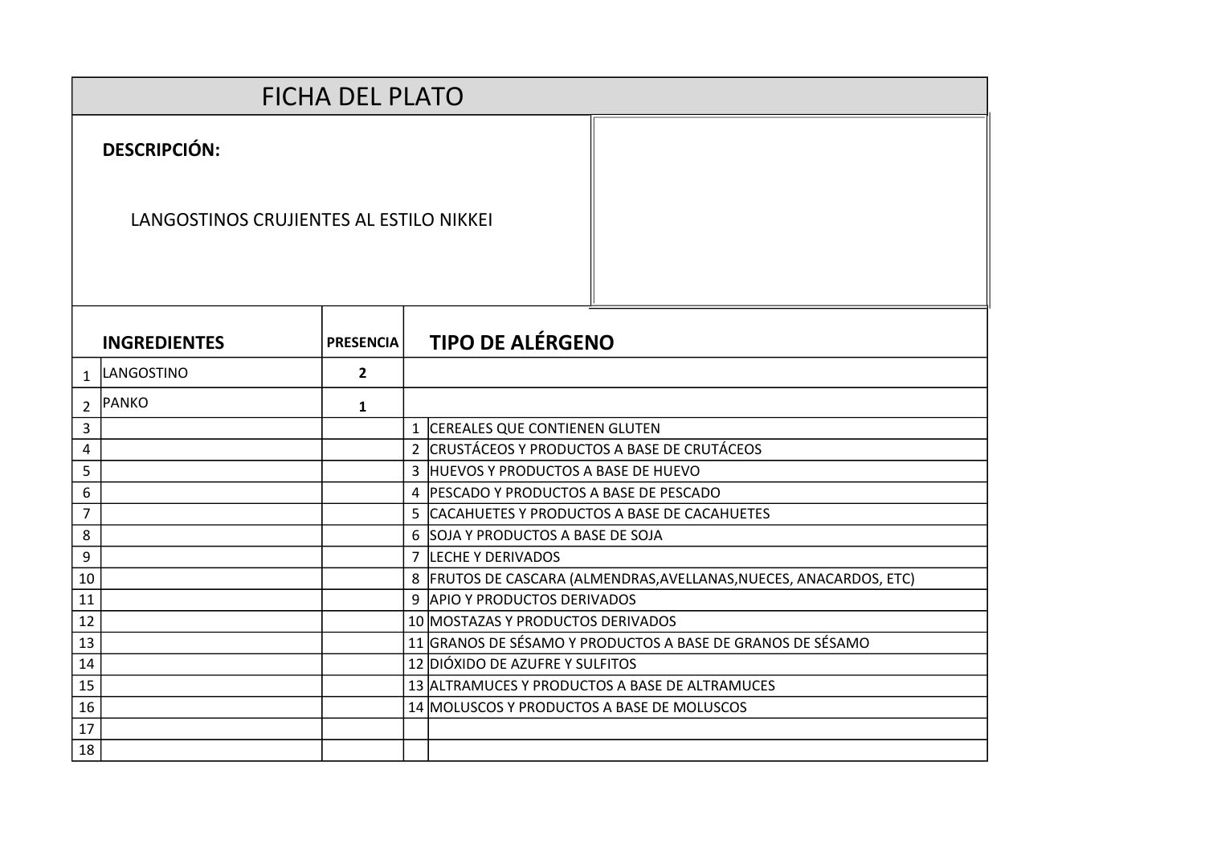# FICHA DEL PLATO

**DESCRIPCIÓN:**

LANGOSTINOS CRUJIENTES AL ESTILO NIKKEI

| | INGREDIENTES | PRESENCIA | | TIPO DE ALÉRGENO |
|---|---|---|---|---|
| 1 | LANGOSTINO | **2** | | |
| 2 | PANKO | **1** | | |
| 3 | | | 1 | CEREALES QUE CONTIENEN GLUTEN |
| 4 | | | 2 | CRUSTÁCEOS Y PRODUCTOS A BASE DE CRUTÁCEOS |
| 5 | | | 3 | HUEVOS Y PRODUCTOS A BASE DE HUEVO |
| 6 | | | 4 | PESCADO Y PRODUCTOS A BASE DE PESCADO |
| 7 | | | 5 | CACAHUETES Y PRODUCTOS A BASE DE CACAHUETES |
| 8 | | | 6 | SOJA Y PRODUCTOS A BASE DE SOJA |
| 9 | | | 7 | LECHE Y DERIVADOS |
| 10 | | | 8 | FRUTOS DE CASCARA (ALMENDRAS,AVELLANAS,NUECES, ANACARDOS, ETC) |
| 11 | | | 9 | APIO Y PRODUCTOS DERIVADOS |
| 12 | | | 10 | MOSTAZAS Y PRODUCTOS DERIVADOS |
| 13 | | | 11 | GRANOS DE SÉSAMO Y PRODUCTOS A BASE DE GRANOS DE SÉSAMO |
| 14 | | | 12 | DIÓXIDO DE AZUFRE Y SULFITOS |
| 15 | | | 13 | ALTRAMUCES Y PRODUCTOS A BASE DE ALTRAMUCES |
| 16 | | | 14 | MOLUSCOS Y PRODUCTOS A BASE DE MOLUSCOS |
| 17 | | | | |
| 18 | | | | |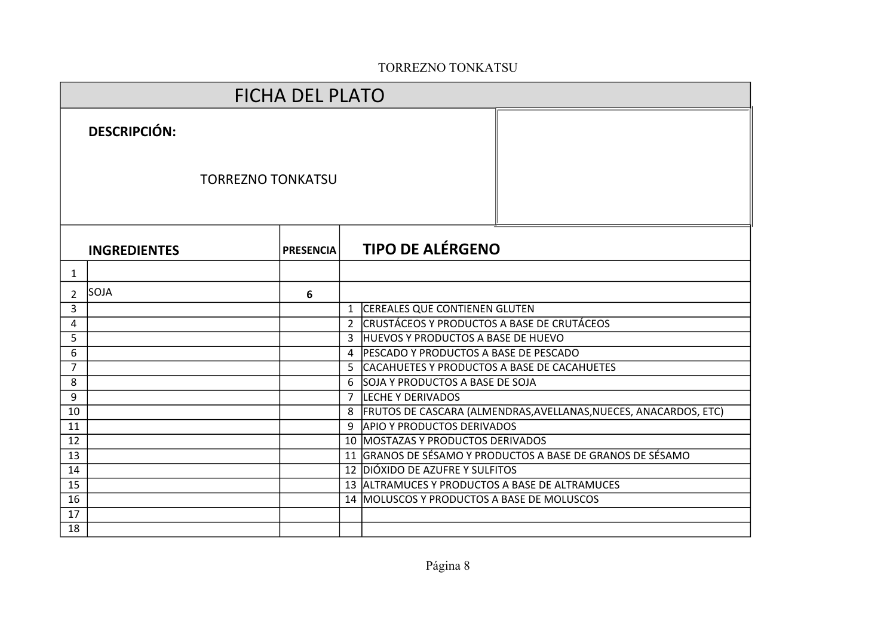# FICHA DEL PLATO

**DESCRIPCIÓN:**

TORREZNO TONKATSU

| | **INGREDIENTES** | **PRESENCIA** | **TIPO DE ALÉRGENO** | |
|---|---|---|---|---|
| 1 | | | | |
| 2 | SOJA | **6** | | |
| 3 | | | 1 | CEREALES QUE CONTIENEN GLUTEN |
| 4 | | | 2 | CRUSTÁCEOS Y PRODUCTOS A BASE DE CRUTÁCEOS |
| 5 | | | 3 | HUEVOS Y PRODUCTOS A BASE DE HUEVO |
| 6 | | | 4 | PESCADO Y PRODUCTOS A BASE DE PESCADO |
| 7 | | | 5 | CACAHUETES Y PRODUCTOS A BASE DE CACAHUETES |
| 8 | | | 6 | SOJA Y PRODUCTOS A BASE DE SOJA |
| 9 | | | 7 | LECHE Y DERIVADOS |
| 10 | | | 8 | FRUTOS DE CASCARA (ALMENDRAS,AVELLANAS,NUECES, ANACARDOS, ETC) |
| 11 | | | 9 | APIO Y PRODUCTOS DERIVADOS |
| 12 | | | 10 | MOSTAZAS Y PRODUCTOS DERIVADOS |
| 13 | | | 11 | GRANOS DE SÉSAMO Y PRODUCTOS A BASE DE GRANOS DE SÉSAMO |
| 14 | | | 12 | DIÓXIDO DE AZUFRE Y SULFITOS |
| 15 | | | 13 | ALTRAMUCES Y PRODUCTOS A BASE DE ALTRAMUCES |
| 16 | | | 14 | MOLUSCOS Y PRODUCTOS A BASE DE MOLUSCOS |
| 17 | | | | |
| 18 | | | | |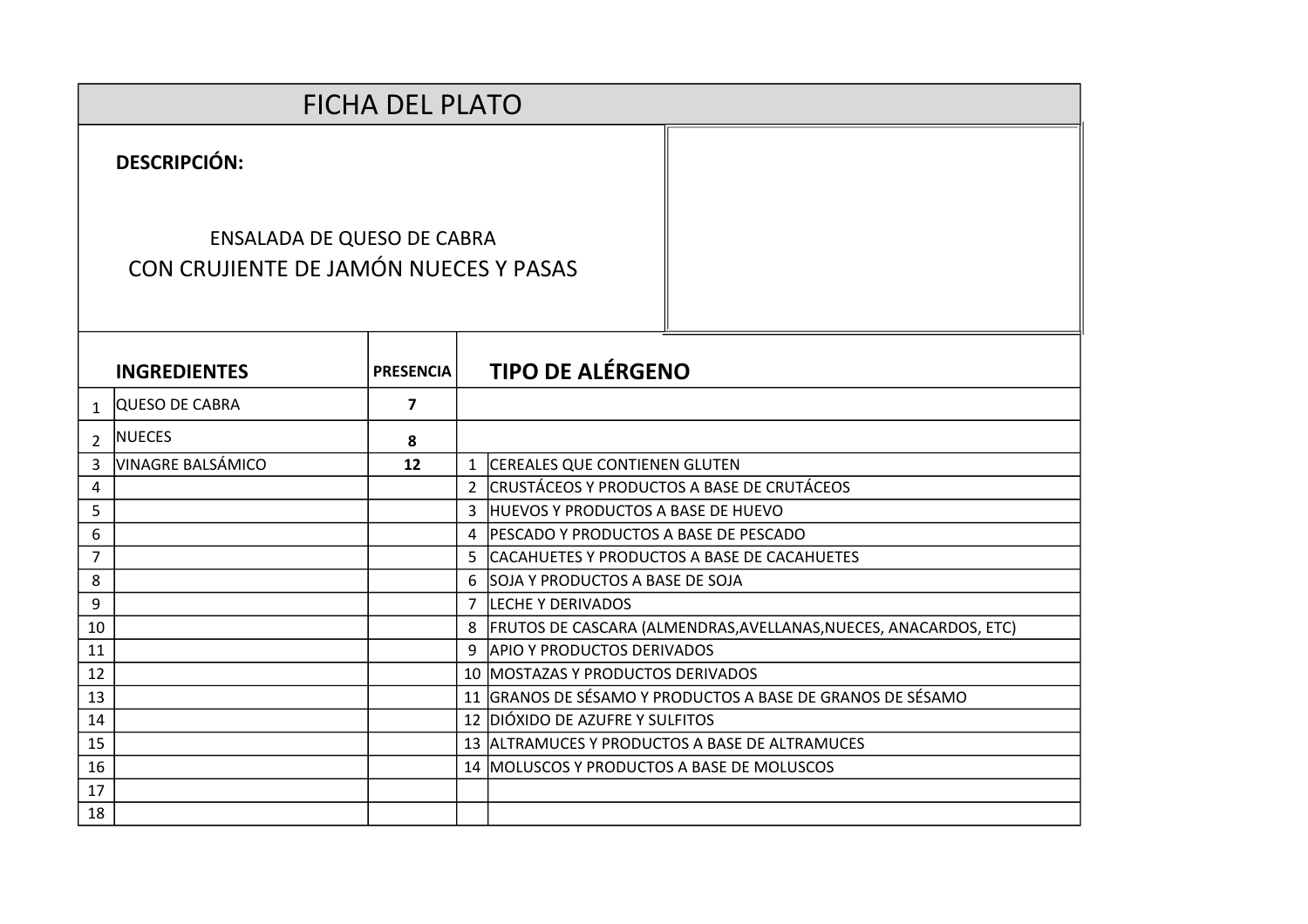# FICHA DEL PLATO

**DESCRIPCIÓN:**

ENSALADA DE QUESO DE CABRA
CON CRUJIENTE DE JAMÓN NUECES Y PASAS

| | INGREDIENTES | PRESENCIA | | TIPO DE ALÉRGENO |
|---|---|---|---|---|
| 1 | QUESO DE CABRA | 7 | | |
| 2 | NUECES | 8 | | |
| 3 | VINAGRE BALSÁMICO | 12 | 1 | CEREALES QUE CONTIENEN GLUTEN |
| 4 | | | 2 | CRUSTÁCEOS Y PRODUCTOS A BASE DE CRUTÁCEOS |
| 5 | | | 3 | HUEVOS Y PRODUCTOS A BASE DE HUEVO |
| 6 | | | 4 | PESCADO Y PRODUCTOS A BASE DE PESCADO |
| 7 | | | 5 | CACAHUETES Y PRODUCTOS A BASE DE CACAHUETES |
| 8 | | | 6 | SOJA Y PRODUCTOS A BASE DE SOJA |
| 9 | | | 7 | LECHE Y DERIVADOS |
| 10 | | | 8 | FRUTOS DE CASCARA (ALMENDRAS,AVELLANAS,NUECES, ANACARDOS, ETC) |
| 11 | | | 9 | APIO Y PRODUCTOS DERIVADOS |
| 12 | | | 10 | MOSTAZAS Y PRODUCTOS DERIVADOS |
| 13 | | | 11 | GRANOS DE SÉSAMO Y PRODUCTOS A BASE DE GRANOS DE SÉSAMO |
| 14 | | | 12 | DIÓXIDO DE AZUFRE Y SULFITOS |
| 15 | | | 13 | ALTRAMUCES Y PRODUCTOS A BASE DE ALTRAMUCES |
| 16 | | | 14 | MOLUSCOS Y PRODUCTOS A BASE DE MOLUSCOS |
| 17 | | | | |
| 18 | | | | |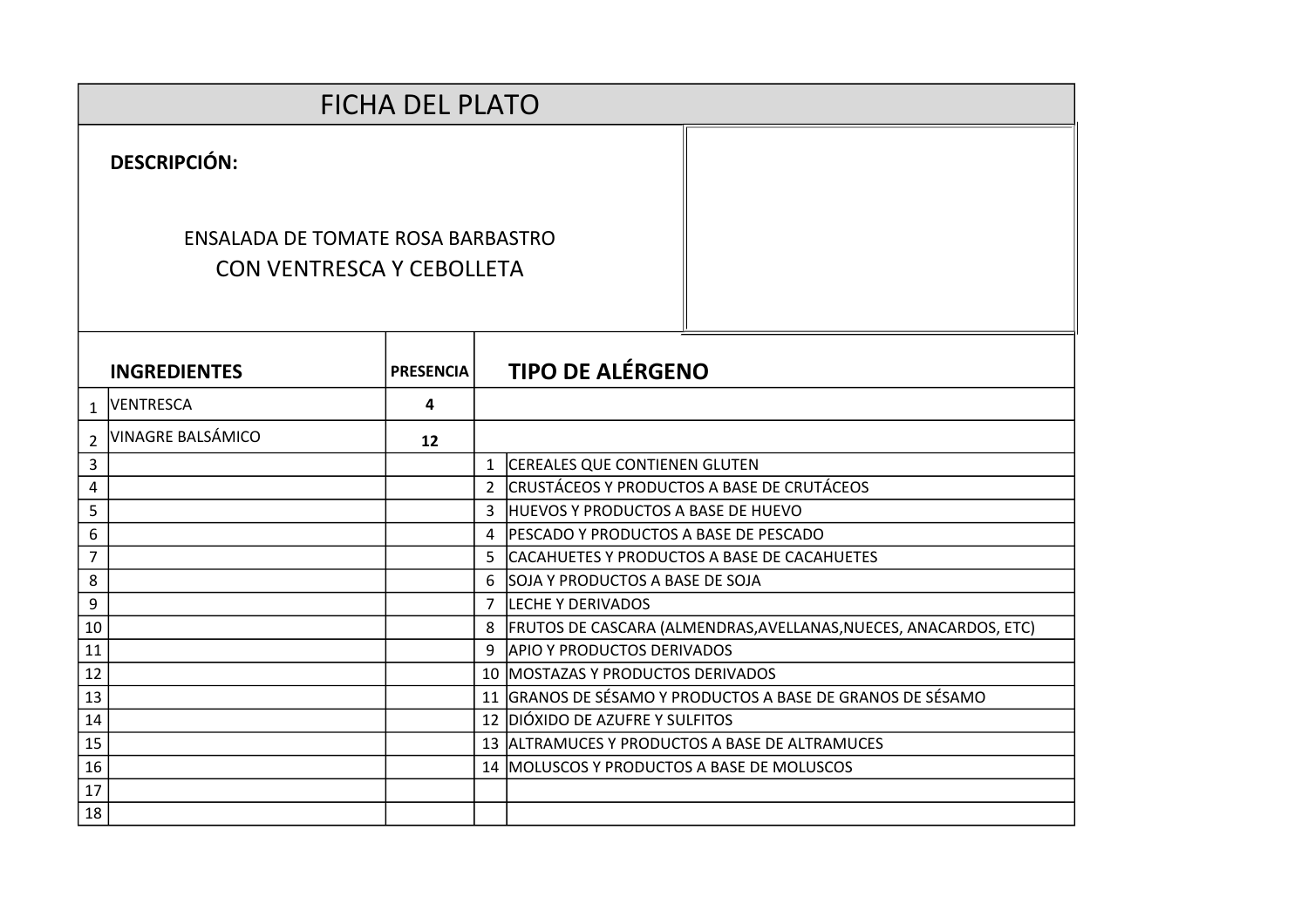# FICHA DEL PLATO

**DESCRIPCIÓN:**

ENSALADA DE TOMATE ROSA BARBASTRO
CON VENTRESCA Y CEBOLLETA

| | INGREDIENTES | PRESENCIA | | TIPO DE ALÉRGENO |
|---|---|---|---|---|
| 1 | VENTRESCA | 4 | | |
| 2 | VINAGRE BALSÁMICO | 12 | | |
| 3 | | | 1 | CEREALES QUE CONTIENEN GLUTEN |
| 4 | | | 2 | CRUSTÁCEOS Y PRODUCTOS A BASE DE CRUTÁCEOS |
| 5 | | | 3 | HUEVOS Y PRODUCTOS A BASE DE HUEVO |
| 6 | | | 4 | PESCADO Y PRODUCTOS A BASE DE PESCADO |
| 7 | | | 5 | CACAHUETES Y PRODUCTOS A BASE DE CACAHUETES |
| 8 | | | 6 | SOJA Y PRODUCTOS A BASE DE SOJA |
| 9 | | | 7 | LECHE Y DERIVADOS |
| 10 | | | 8 | FRUTOS DE CASCARA (ALMENDRAS,AVELLANAS,NUECES, ANACARDOS, ETC) |
| 11 | | | 9 | APIO Y PRODUCTOS DERIVADOS |
| 12 | | | 10 | MOSTAZAS Y PRODUCTOS DERIVADOS |
| 13 | | | 11 | GRANOS DE SÉSAMO Y PRODUCTOS A BASE DE GRANOS DE SÉSAMO |
| 14 | | | 12 | DIÓXIDO DE AZUFRE Y SULFITOS |
| 15 | | | 13 | ALTRAMUCES Y PRODUCTOS A BASE DE ALTRAMUCES |
| 16 | | | 14 | MOLUSCOS Y PRODUCTOS A BASE DE MOLUSCOS |
| 17 | | | | |
| 18 | | | | |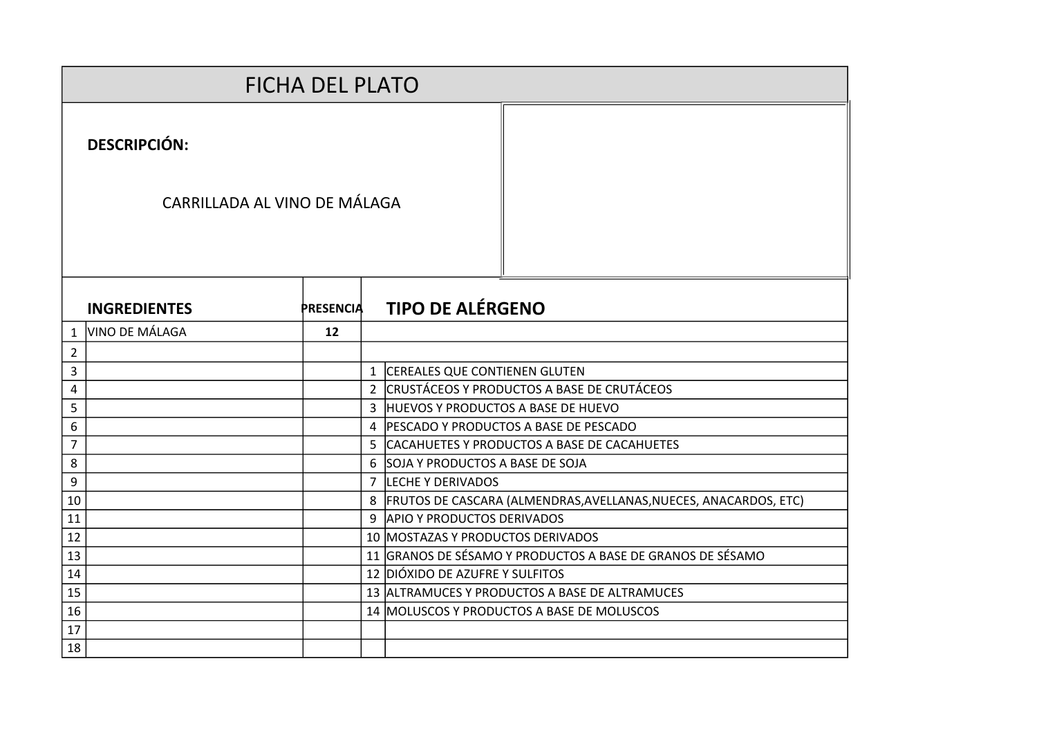# FICHA DEL PLATO

**DESCRIPCIÓN:**

CARRILLADA AL VINO DE MÁLAGA

| | **INGREDIENTES** | **PRESENCIA** | | **TIPO DE ALÉRGENO** |
|---|---|---|---|---|
| 1 | VINO DE MÁLAGA | **12** | | |
| 2 | | | | |
| 3 | | | 1 | CEREALES QUE CONTIENEN GLUTEN |
| 4 | | | 2 | CRUSTÁCEOS Y PRODUCTOS A BASE DE CRUTÁCEOS |
| 5 | | | 3 | HUEVOS Y PRODUCTOS A BASE DE HUEVO |
| 6 | | | 4 | PESCADO Y PRODUCTOS A BASE DE PESCADO |
| 7 | | | 5 | CACAHUETES Y PRODUCTOS A BASE DE CACAHUETES |
| 8 | | | 6 | SOJA Y PRODUCTOS A BASE DE SOJA |
| 9 | | | 7 | LECHE Y DERIVADOS |
| 10 | | | 8 | FRUTOS DE CASCARA (ALMENDRAS,AVELLANAS,NUECES, ANACARDOS, ETC) |
| 11 | | | 9 | APIO Y PRODUCTOS DERIVADOS |
| 12 | | | 10 | MOSTAZAS Y PRODUCTOS DERIVADOS |
| 13 | | | 11 | GRANOS DE SÉSAMO Y PRODUCTOS A BASE DE GRANOS DE SÉSAMO |
| 14 | | | 12 | DIÓXIDO DE AZUFRE Y SULFITOS |
| 15 | | | 13 | ALTRAMUCES Y PRODUCTOS A BASE DE ALTRAMUCES |
| 16 | | | 14 | MOLUSCOS Y PRODUCTOS A BASE DE MOLUSCOS |
| 17 | | | | |
| 18 | | | | |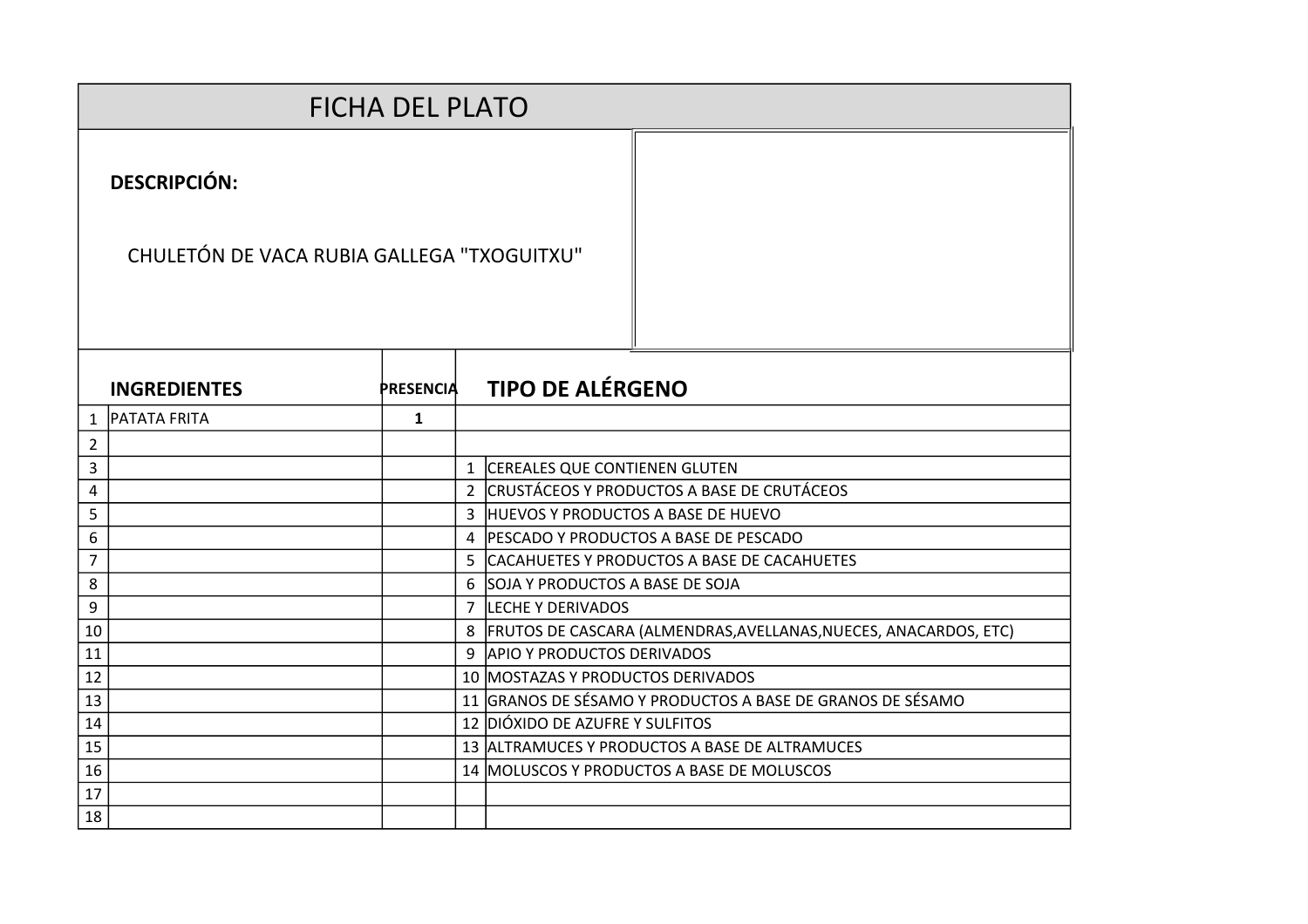# FICHA DEL PLATO

**DESCRIPCIÓN:**

CHULETÓN DE VACA RUBIA GALLEGA "TXOGUITXU"

| | INGREDIENTES | PRESENCIA | | TIPO DE ALÉRGENO |
|---|---|---|---|---|
| 1 | PATATA FRITA | 1 | | |
| 2 | | | | |
| 3 | | | 1 | CEREALES QUE CONTIENEN GLUTEN |
| 4 | | | 2 | CRUSTÁCEOS Y PRODUCTOS A BASE DE CRUTÁCEOS |
| 5 | | | 3 | HUEVOS Y PRODUCTOS A BASE DE HUEVO |
| 6 | | | 4 | PESCADO Y PRODUCTOS A BASE DE PESCADO |
| 7 | | | 5 | CACAHUETES Y PRODUCTOS A BASE DE CACAHUETES |
| 8 | | | 6 | SOJA Y PRODUCTOS A BASE DE SOJA |
| 9 | | | 7 | LECHE Y DERIVADOS |
| 10 | | | 8 | FRUTOS DE CASCARA (ALMENDRAS,AVELLANAS,NUECES, ANACARDOS, ETC) |
| 11 | | | 9 | APIO Y PRODUCTOS DERIVADOS |
| 12 | | | 10 | MOSTAZAS Y PRODUCTOS DERIVADOS |
| 13 | | | 11 | GRANOS DE SÉSAMO Y PRODUCTOS A BASE DE GRANOS DE SÉSAMO |
| 14 | | | 12 | DIÓXIDO DE AZUFRE Y SULFITOS |
| 15 | | | 13 | ALTRAMUCES Y PRODUCTOS A BASE DE ALTRAMUCES |
| 16 | | | 14 | MOLUSCOS Y PRODUCTOS A BASE DE MOLUSCOS |
| 17 | | | | |
| 18 | | | | |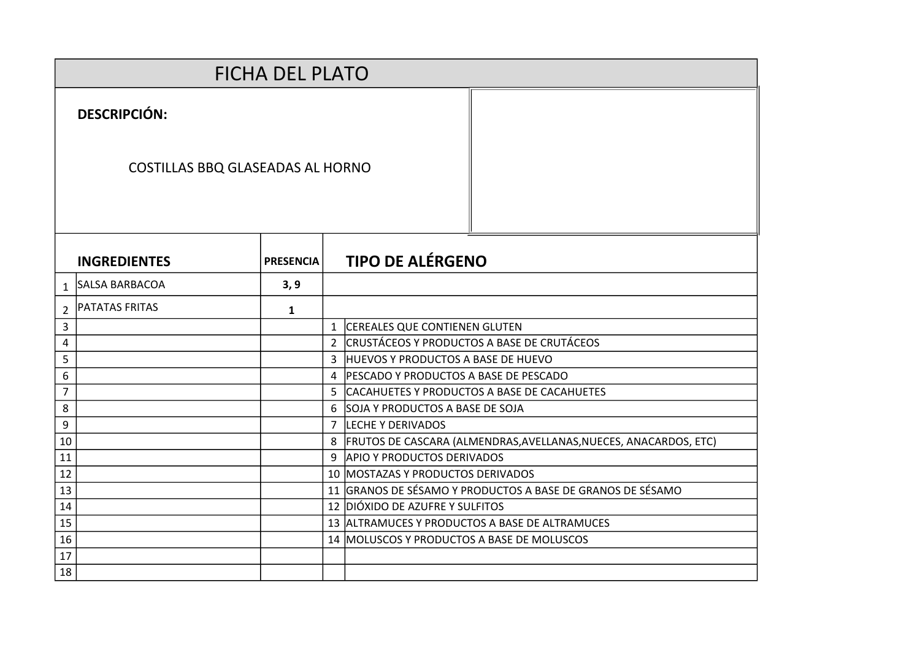# FICHA DEL PLATO

**DESCRIPCIÓN:**

COSTILLAS BBQ GLASEADAS AL HORNO

| | INGREDIENTES | PRESENCIA | | TIPO DE ALÉRGENO |
|---|---|---|---|---|
| 1 | SALSA BARBACOA | 3, 9 | | |
| 2 | PATATAS FRITAS | 1 | | |
| 3 | | | 1 | CEREALES QUE CONTIENEN GLUTEN |
| 4 | | | 2 | CRUSTÁCEOS Y PRODUCTOS A BASE DE CRUTÁCEOS |
| 5 | | | 3 | HUEVOS Y PRODUCTOS A BASE DE HUEVO |
| 6 | | | 4 | PESCADO Y PRODUCTOS A BASE DE PESCADO |
| 7 | | | 5 | CACAHUETES Y PRODUCTOS A BASE DE CACAHUETES |
| 8 | | | 6 | SOJA Y PRODUCTOS A BASE DE SOJA |
| 9 | | | 7 | LECHE Y DERIVADOS |
| 10 | | | 8 | FRUTOS DE CASCARA (ALMENDRAS,AVELLANAS,NUECES, ANACARDOS, ETC) |
| 11 | | | 9 | APIO Y PRODUCTOS DERIVADOS |
| 12 | | | 10 | MOSTAZAS Y PRODUCTOS DERIVADOS |
| 13 | | | 11 | GRANOS DE SÉSAMO Y PRODUCTOS A BASE DE GRANOS DE SÉSAMO |
| 14 | | | 12 | DIÓXIDO DE AZUFRE Y SULFITOS |
| 15 | | | 13 | ALTRAMUCES Y PRODUCTOS A BASE DE ALTRAMUCES |
| 16 | | | 14 | MOLUSCOS Y PRODUCTOS A BASE DE MOLUSCOS |
| 17 | | | | |
| 18 | | | | |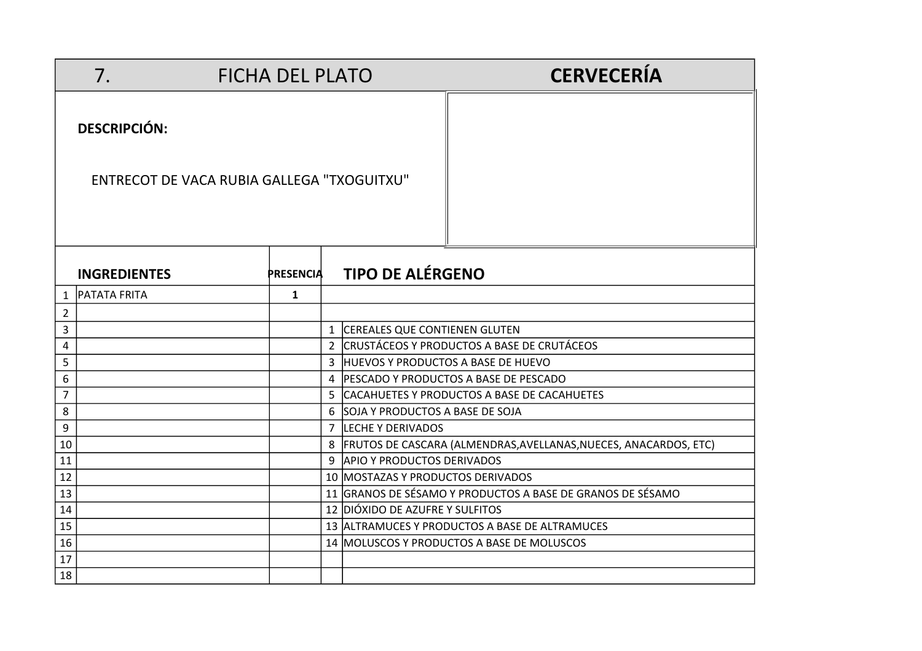# 7. FICHA DEL PLATO — CERVECERÍA

**DESCRIPCIÓN:**

ENTRECOT DE VACA RUBIA GALLEGA "TXOGUITXU"

| | INGREDIENTES | PRESENCIA | | TIPO DE ALÉRGENO |
|---|---|---|---|---|
| 1 | PATATA FRITA | 1 | | |
| 2 | | | | |
| 3 | | | 1 | CEREALES QUE CONTIENEN GLUTEN |
| 4 | | | 2 | CRUSTÁCEOS Y PRODUCTOS A BASE DE CRUTÁCEOS |
| 5 | | | 3 | HUEVOS Y PRODUCTOS A BASE DE HUEVO |
| 6 | | | 4 | PESCADO Y PRODUCTOS A BASE DE PESCADO |
| 7 | | | 5 | CACAHUETES Y PRODUCTOS A BASE DE CACAHUETES |
| 8 | | | 6 | SOJA Y PRODUCTOS A BASE DE SOJA |
| 9 | | | 7 | LECHE Y DERIVADOS |
| 10 | | | 8 | FRUTOS DE CASCARA (ALMENDRAS,AVELLANAS,NUECES, ANACARDOS, ETC) |
| 11 | | | 9 | APIO Y PRODUCTOS DERIVADOS |
| 12 | | | 10 | MOSTAZAS Y PRODUCTOS DERIVADOS |
| 13 | | | 11 | GRANOS DE SÉSAMO Y PRODUCTOS A BASE DE GRANOS DE SÉSAMO |
| 14 | | | 12 | DIÓXIDO DE AZUFRE Y SULFITOS |
| 15 | | | 13 | ALTRAMUCES Y PRODUCTOS A BASE DE ALTRAMUCES |
| 16 | | | 14 | MOLUSCOS Y PRODUCTOS A BASE DE MOLUSCOS |
| 17 | | | | |
| 18 | | | | |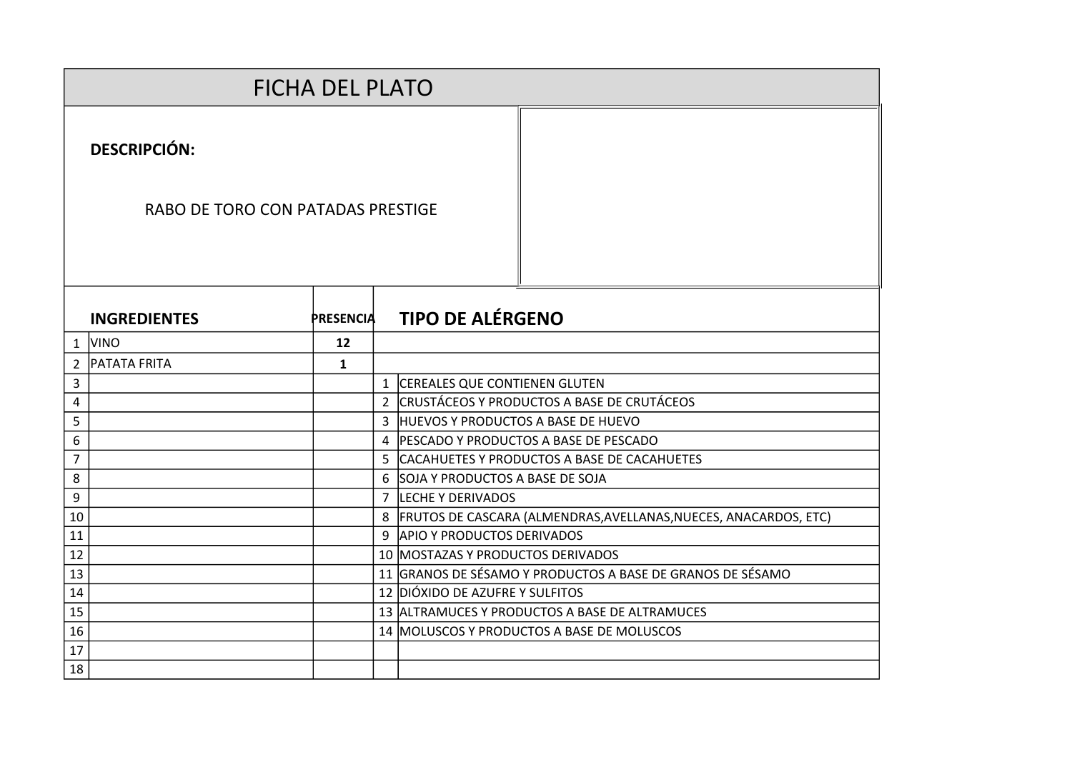# FICHA DEL PLATO

**DESCRIPCIÓN:**

RABO DE TORO CON PATADAS PRESTIGE

| | INGREDIENTES | PRESENCIA | | TIPO DE ALÉRGENO |
|---|---|---|---|---|
| 1 | VINO | **12** | | |
| 2 | PATATA FRITA | **1** | | |
| 3 | | | 1 | CEREALES QUE CONTIENEN GLUTEN |
| 4 | | | 2 | CRUSTÁCEOS Y PRODUCTOS A BASE DE CRUTÁCEOS |
| 5 | | | 3 | HUEVOS Y PRODUCTOS A BASE DE HUEVO |
| 6 | | | 4 | PESCADO Y PRODUCTOS A BASE DE PESCADO |
| 7 | | | 5 | CACAHUETES Y PRODUCTOS A BASE DE CACAHUETES |
| 8 | | | 6 | SOJA Y PRODUCTOS A BASE DE SOJA |
| 9 | | | 7 | LECHE Y DERIVADOS |
| 10 | | | 8 | FRUTOS DE CASCARA (ALMENDRAS,AVELLANAS,NUECES, ANACARDOS, ETC) |
| 11 | | | 9 | APIO Y PRODUCTOS DERIVADOS |
| 12 | | | 10 | MOSTAZAS Y PRODUCTOS DERIVADOS |
| 13 | | | 11 | GRANOS DE SÉSAMO Y PRODUCTOS A BASE DE GRANOS DE SÉSAMO |
| 14 | | | 12 | DIÓXIDO DE AZUFRE Y SULFITOS |
| 15 | | | 13 | ALTRAMUCES Y PRODUCTOS A BASE DE ALTRAMUCES |
| 16 | | | 14 | MOLUSCOS Y PRODUCTOS A BASE DE MOLUSCOS |
| 17 | | | | |
| 18 | | | | |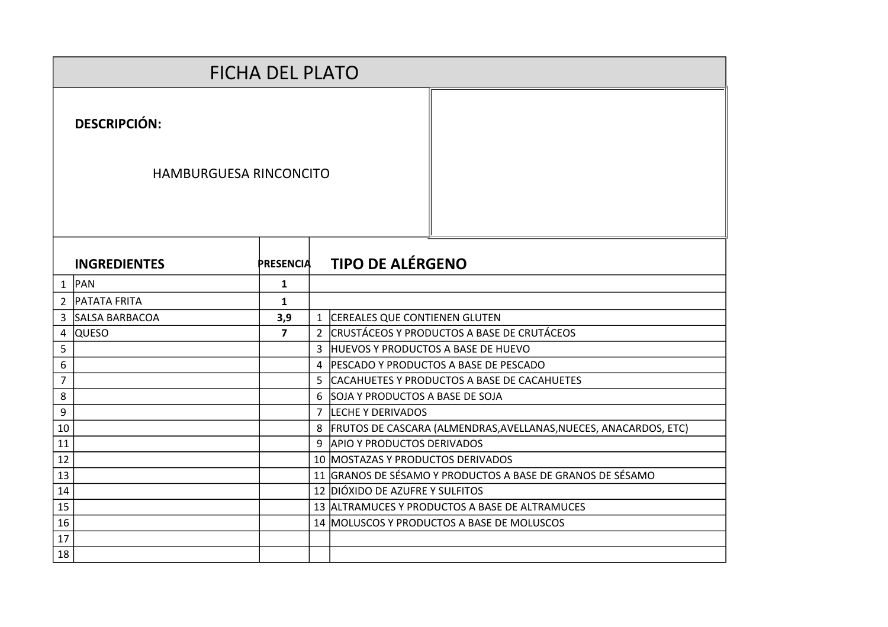# FICHA DEL PLATO

**DESCRIPCIÓN:**

HAMBURGUESA RINCONCITO

| | INGREDIENTES | PRESENCIA | | TIPO DE ALÉRGENO |
|---|---|---|---|---|
| 1 | PAN | 1 | | |
| 2 | PATATA FRITA | 1 | | |
| 3 | SALSA BARBACOA | 3,9 | 1 | CEREALES QUE CONTIENEN GLUTEN |
| 4 | QUESO | 7 | 2 | CRUSTÁCEOS Y PRODUCTOS A BASE DE CRUTÁCEOS |
| 5 | | | 3 | HUEVOS Y PRODUCTOS A BASE DE HUEVO |
| 6 | | | 4 | PESCADO Y PRODUCTOS A BASE DE PESCADO |
| 7 | | | 5 | CACAHUETES Y PRODUCTOS A BASE DE CACAHUETES |
| 8 | | | 6 | SOJA Y PRODUCTOS A BASE DE SOJA |
| 9 | | | 7 | LECHE Y DERIVADOS |
| 10 | | | 8 | FRUTOS DE CASCARA (ALMENDRAS,AVELLANAS,NUECES, ANACARDOS, ETC) |
| 11 | | | 9 | APIO Y PRODUCTOS DERIVADOS |
| 12 | | | 10 | MOSTAZAS Y PRODUCTOS DERIVADOS |
| 13 | | | 11 | GRANOS DE SÉSAMO Y PRODUCTOS A BASE DE GRANOS DE SÉSAMO |
| 14 | | | 12 | DIÓXIDO DE AZUFRE Y SULFITOS |
| 15 | | | 13 | ALTRAMUCES Y PRODUCTOS A BASE DE ALTRAMUCES |
| 16 | | | 14 | MOLUSCOS Y PRODUCTOS A BASE DE MOLUSCOS |
| 17 | | | | |
| 18 | | | | |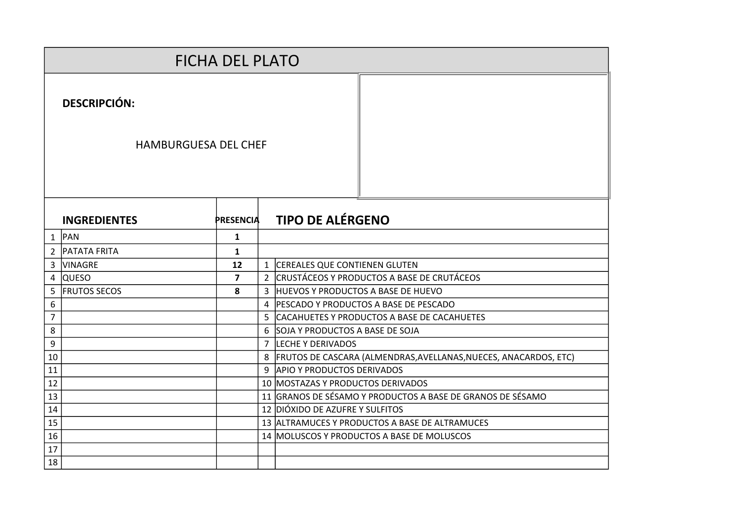# FICHA DEL PLATO

**DESCRIPCIÓN:**

HAMBURGUESA DEL CHEF

| | INGREDIENTES | PRESENCIA | | TIPO DE ALÉRGENO |
|---|---|---|---|---|
| 1 | PAN | 1 | | |
| 2 | PATATA FRITA | 1 | | |
| 3 | VINAGRE | 12 | 1 | CEREALES QUE CONTIENEN GLUTEN |
| 4 | QUESO | 7 | 2 | CRUSTÁCEOS Y PRODUCTOS A BASE DE CRUTÁCEOS |
| 5 | FRUTOS SECOS | 8 | 3 | HUEVOS Y PRODUCTOS A BASE DE HUEVO |
| 6 | | | 4 | PESCADO Y PRODUCTOS A BASE DE PESCADO |
| 7 | | | 5 | CACAHUETES Y PRODUCTOS A BASE DE CACAHUETES |
| 8 | | | 6 | SOJA Y PRODUCTOS A BASE DE SOJA |
| 9 | | | 7 | LECHE Y DERIVADOS |
| 10 | | | 8 | FRUTOS DE CASCARA (ALMENDRAS,AVELLANAS,NUECES, ANACARDOS, ETC) |
| 11 | | | 9 | APIO Y PRODUCTOS DERIVADOS |
| 12 | | | 10 | MOSTAZAS Y PRODUCTOS DERIVADOS |
| 13 | | | 11 | GRANOS DE SÉSAMO Y PRODUCTOS A BASE DE GRANOS DE SÉSAMO |
| 14 | | | 12 | DIÓXIDO DE AZUFRE Y SULFITOS |
| 15 | | | 13 | ALTRAMUCES Y PRODUCTOS A BASE DE ALTRAMUCES |
| 16 | | | 14 | MOLUSCOS Y PRODUCTOS A BASE DE MOLUSCOS |
| 17 | | | | |
| 18 | | | | |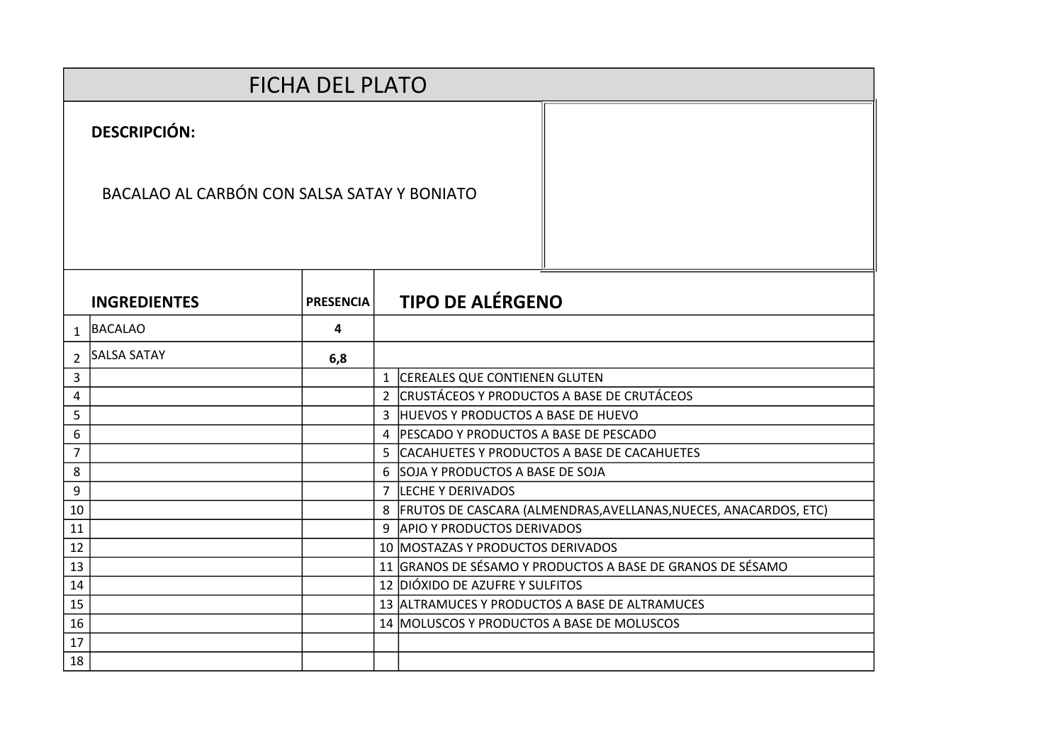# FICHA DEL PLATO

**DESCRIPCIÓN:**

BACALAO AL CARBÓN CON SALSA SATAY Y BONIATO

| | INGREDIENTES | PRESENCIA | | TIPO DE ALÉRGENO |
|---|---|---|---|---|
| 1 | BACALAO | **4** | | |
| 2 | SALSA SATAY | **6,8** | | |
| 3 | | | 1 | CEREALES QUE CONTIENEN GLUTEN |
| 4 | | | 2 | CRUSTÁCEOS Y PRODUCTOS A BASE DE CRUTÁCEOS |
| 5 | | | 3 | HUEVOS Y PRODUCTOS A BASE DE HUEVO |
| 6 | | | 4 | PESCADO Y PRODUCTOS A BASE DE PESCADO |
| 7 | | | 5 | CACAHUETES Y PRODUCTOS A BASE DE CACAHUETES |
| 8 | | | 6 | SOJA Y PRODUCTOS A BASE DE SOJA |
| 9 | | | 7 | LECHE Y DERIVADOS |
| 10 | | | 8 | FRUTOS DE CASCARA (ALMENDRAS,AVELLANAS,NUECES, ANACARDOS, ETC) |
| 11 | | | 9 | APIO Y PRODUCTOS DERIVADOS |
| 12 | | | 10 | MOSTAZAS Y PRODUCTOS DERIVADOS |
| 13 | | | 11 | GRANOS DE SÉSAMO Y PRODUCTOS A BASE DE GRANOS DE SÉSAMO |
| 14 | | | 12 | DIÓXIDO DE AZUFRE Y SULFITOS |
| 15 | | | 13 | ALTRAMUCES Y PRODUCTOS A BASE DE ALTRAMUCES |
| 16 | | | 14 | MOLUSCOS Y PRODUCTOS A BASE DE MOLUSCOS |
| 17 | | | | |
| 18 | | | | |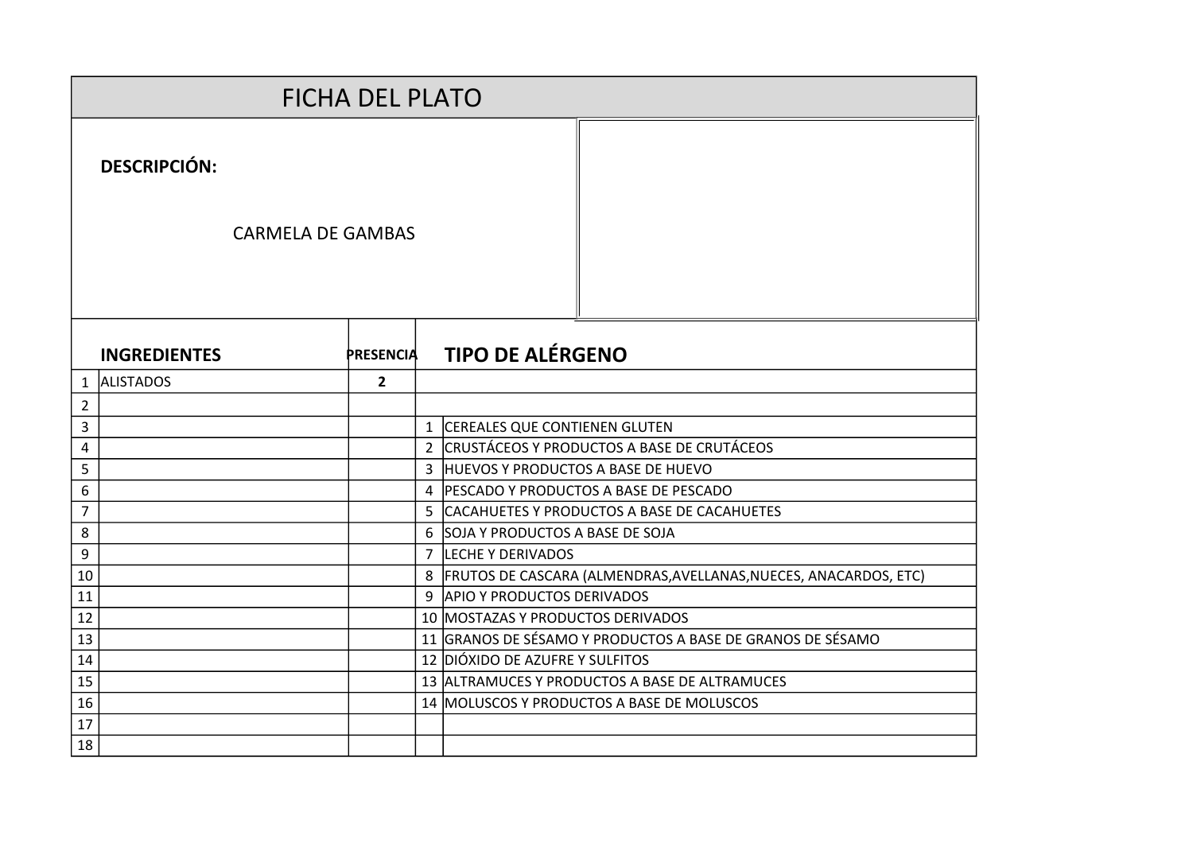# FICHA DEL PLATO

**DESCRIPCIÓN:**

CARMELA DE GAMBAS

| | **INGREDIENTES** | **PRESENCIA** | | **TIPO DE ALÉRGENO** |
|---|---|---|---|---|
| 1 | ALISTADOS | 2 | | |
| 2 | | | | |
| 3 | | | 1 | CEREALES QUE CONTIENEN GLUTEN |
| 4 | | | 2 | CRUSTÁCEOS Y PRODUCTOS A BASE DE CRUTÁCEOS |
| 5 | | | 3 | HUEVOS Y PRODUCTOS A BASE DE HUEVO |
| 6 | | | 4 | PESCADO Y PRODUCTOS A BASE DE PESCADO |
| 7 | | | 5 | CACAHUETES Y PRODUCTOS A BASE DE CACAHUETES |
| 8 | | | 6 | SOJA Y PRODUCTOS A BASE DE SOJA |
| 9 | | | 7 | LECHE Y DERIVADOS |
| 10 | | | 8 | FRUTOS DE CASCARA (ALMENDRAS,AVELLANAS,NUECES, ANACARDOS, ETC) |
| 11 | | | 9 | APIO Y PRODUCTOS DERIVADOS |
| 12 | | | 10 | MOSTAZAS Y PRODUCTOS DERIVADOS |
| 13 | | | 11 | GRANOS DE SÉSAMO Y PRODUCTOS A BASE DE GRANOS DE SÉSAMO |
| 14 | | | 12 | DIÓXIDO DE AZUFRE Y SULFITOS |
| 15 | | | 13 | ALTRAMUCES Y PRODUCTOS A BASE DE ALTRAMUCES |
| 16 | | | 14 | MOLUSCOS Y PRODUCTOS A BASE DE MOLUSCOS |
| 17 | | | | |
| 18 | | | | |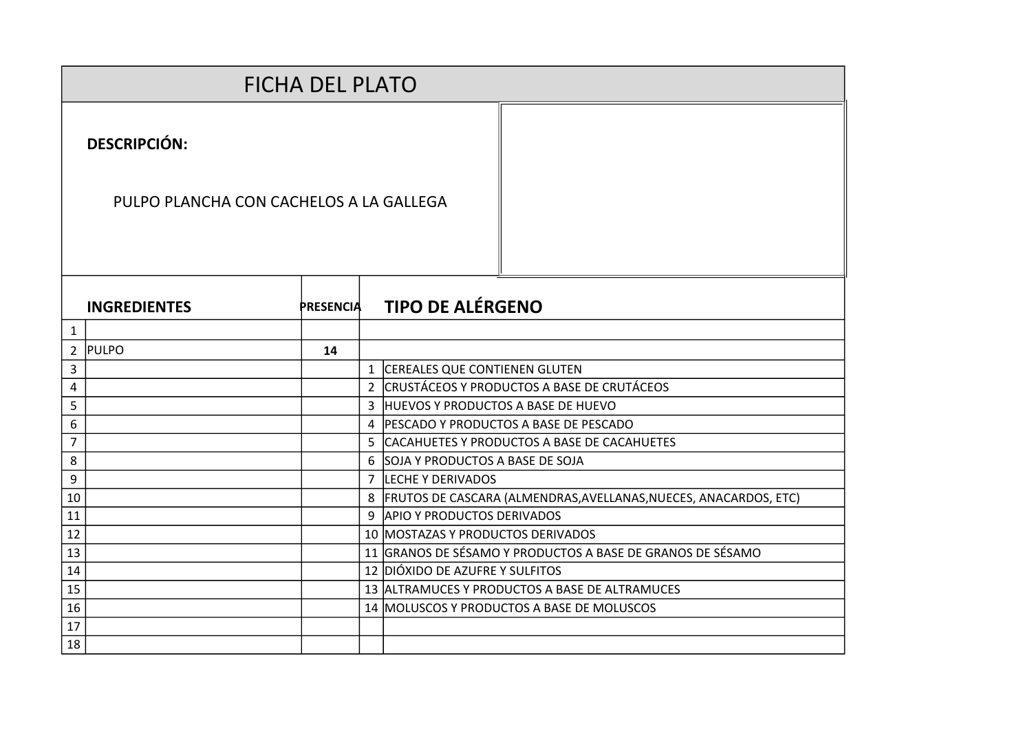# FICHA DEL PLATO

**DESCRIPCIÓN:**

PULPO PLANCHA CON CACHELOS A LA GALLEGA

| | INGREDIENTES | PRESENCIA | | TIPO DE ALÉRGENO |
|---|---|---|---|---|
| 1 | | | | |
| 2 | PULPO | **14** | | |
| 3 | | | 1 | CEREALES QUE CONTIENEN GLUTEN |
| 4 | | | 2 | CRUSTÁCEOS Y PRODUCTOS A BASE DE CRUTÁCEOS |
| 5 | | | 3 | HUEVOS Y PRODUCTOS A BASE DE HUEVO |
| 6 | | | 4 | PESCADO Y PRODUCTOS A BASE DE PESCADO |
| 7 | | | 5 | CACAHUETES Y PRODUCTOS A BASE DE CACAHUETES |
| 8 | | | 6 | SOJA Y PRODUCTOS A BASE DE SOJA |
| 9 | | | 7 | LECHE Y DERIVADOS |
| 10 | | | 8 | FRUTOS DE CASCARA (ALMENDRAS,AVELLANAS,NUECES, ANACARDOS, ETC) |
| 11 | | | 9 | APIO Y PRODUCTOS DERIVADOS |
| 12 | | | 10 | MOSTAZAS Y PRODUCTOS DERIVADOS |
| 13 | | | 11 | GRANOS DE SÉSAMO Y PRODUCTOS A BASE DE GRANOS DE SÉSAMO |
| 14 | | | 12 | DIÓXIDO DE AZUFRE Y SULFITOS |
| 15 | | | 13 | ALTRAMUCES Y PRODUCTOS A BASE DE ALTRAMUCES |
| 16 | | | 14 | MOLUSCOS Y PRODUCTOS A BASE DE MOLUSCOS |
| 17 | | | | |
| 18 | | | | |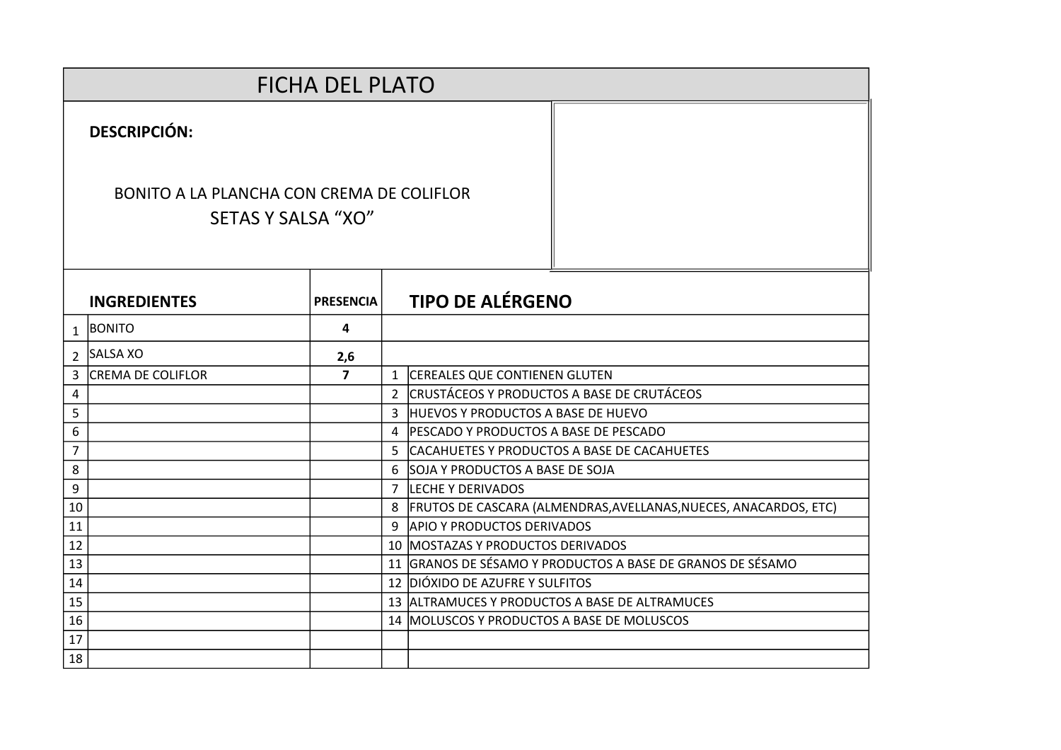# FICHA DEL PLATO

**DESCRIPCIÓN:**

BONITO A LA PLANCHA CON CREMA DE COLIFLOR
SETAS Y SALSA "XO"

| | INGREDIENTES | PRESENCIA | | TIPO DE ALÉRGENO |
|---|---|---|---|---|
| 1 | BONITO | 4 | | |
| 2 | SALSA XO | 2,6 | | |
| 3 | CREMA DE COLIFLOR | 7 | 1 | CEREALES QUE CONTIENEN GLUTEN |
| 4 | | | 2 | CRUSTÁCEOS Y PRODUCTOS A BASE DE CRUTÁCEOS |
| 5 | | | 3 | HUEVOS Y PRODUCTOS A BASE DE HUEVO |
| 6 | | | 4 | PESCADO Y PRODUCTOS A BASE DE PESCADO |
| 7 | | | 5 | CACAHUETES Y PRODUCTOS A BASE DE CACAHUETES |
| 8 | | | 6 | SOJA Y PRODUCTOS A BASE DE SOJA |
| 9 | | | 7 | LECHE Y DERIVADOS |
| 10 | | | 8 | FRUTOS DE CASCARA (ALMENDRAS,AVELLANAS,NUECES, ANACARDOS, ETC) |
| 11 | | | 9 | APIO Y PRODUCTOS DERIVADOS |
| 12 | | | 10 | MOSTAZAS Y PRODUCTOS DERIVADOS |
| 13 | | | 11 | GRANOS DE SÉSAMO Y PRODUCTOS A BASE DE GRANOS DE SÉSAMO |
| 14 | | | 12 | DIÓXIDO DE AZUFRE Y SULFITOS |
| 15 | | | 13 | ALTRAMUCES Y PRODUCTOS A BASE DE ALTRAMUCES |
| 16 | | | 14 | MOLUSCOS Y PRODUCTOS A BASE DE MOLUSCOS |
| 17 | | | | |
| 18 | | | | |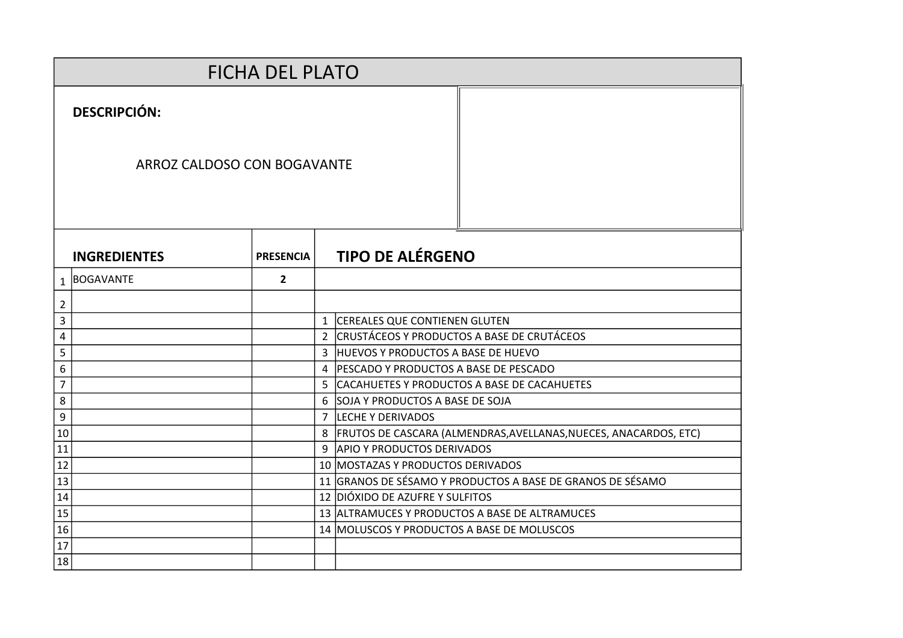# FICHA DEL PLATO

**DESCRIPCIÓN:**

ARROZ CALDOSO CON BOGAVANTE

| | **INGREDIENTES** | **PRESENCIA** | | **TIPO DE ALÉRGENO** |
|---|---|---|---|---|
| 1 | BOGAVANTE | **2** | | |
| 2 | | | | |
| 3 | | | 1 | CEREALES QUE CONTIENEN GLUTEN |
| 4 | | | 2 | CRUSTÁCEOS Y PRODUCTOS A BASE DE CRUTÁCEOS |
| 5 | | | 3 | HUEVOS Y PRODUCTOS A BASE DE HUEVO |
| 6 | | | 4 | PESCADO Y PRODUCTOS A BASE DE PESCADO |
| 7 | | | 5 | CACAHUETES Y PRODUCTOS A BASE DE CACAHUETES |
| 8 | | | 6 | SOJA Y PRODUCTOS A BASE DE SOJA |
| 9 | | | 7 | LECHE Y DERIVADOS |
| 10 | | | 8 | FRUTOS DE CASCARA (ALMENDRAS,AVELLANAS,NUECES, ANACARDOS, ETC) |
| 11 | | | 9 | APIO Y PRODUCTOS DERIVADOS |
| 12 | | | 10 | MOSTAZAS Y PRODUCTOS DERIVADOS |
| 13 | | | 11 | GRANOS DE SÉSAMO Y PRODUCTOS A BASE DE GRANOS DE SÉSAMO |
| 14 | | | 12 | DIÓXIDO DE AZUFRE Y SULFITOS |
| 15 | | | 13 | ALTRAMUCES Y PRODUCTOS A BASE DE ALTRAMUCES |
| 16 | | | 14 | MOLUSCOS Y PRODUCTOS A BASE DE MOLUSCOS |
| 17 | | | | |
| 18 | | | | |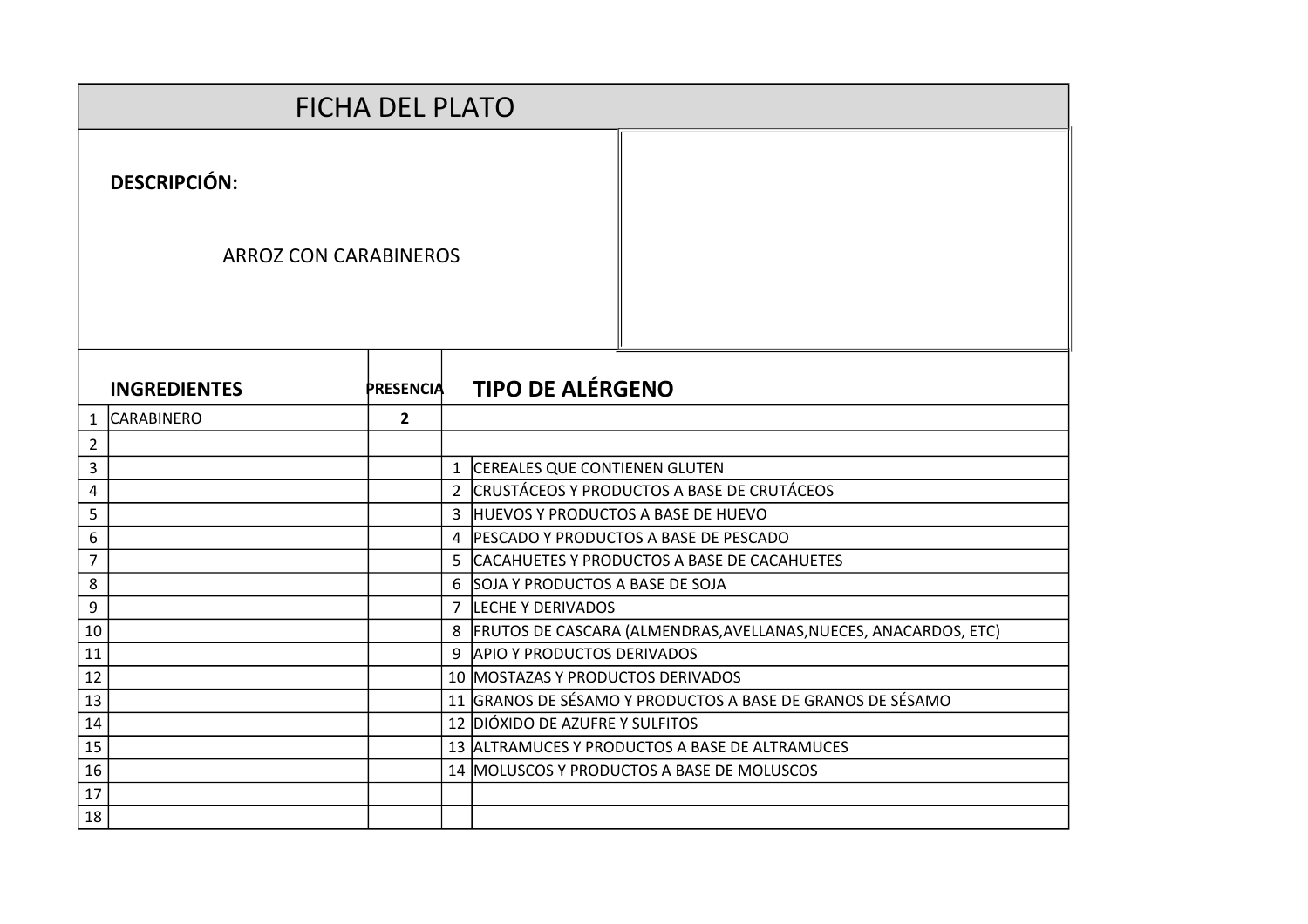# FICHA DEL PLATO

**DESCRIPCIÓN:**

ARROZ CON CARABINEROS

| | INGREDIENTES | PRESENCIA | | TIPO DE ALÉRGENO |
|---|---|---|---|---|
| 1 | CARABINERO | 2 | | |
| 2 | | | | |
| 3 | | | 1 | CEREALES QUE CONTIENEN GLUTEN |
| 4 | | | 2 | CRUSTÁCEOS Y PRODUCTOS A BASE DE CRUTÁCEOS |
| 5 | | | 3 | HUEVOS Y PRODUCTOS A BASE DE HUEVO |
| 6 | | | 4 | PESCADO Y PRODUCTOS A BASE DE PESCADO |
| 7 | | | 5 | CACAHUETES Y PRODUCTOS A BASE DE CACAHUETES |
| 8 | | | 6 | SOJA Y PRODUCTOS A BASE DE SOJA |
| 9 | | | 7 | LECHE Y DERIVADOS |
| 10 | | | 8 | FRUTOS DE CASCARA (ALMENDRAS,AVELLANAS,NUECES, ANACARDOS, ETC) |
| 11 | | | 9 | APIO Y PRODUCTOS DERIVADOS |
| 12 | | | 10 | MOSTAZAS Y PRODUCTOS DERIVADOS |
| 13 | | | 11 | GRANOS DE SÉSAMO Y PRODUCTOS A BASE DE GRANOS DE SÉSAMO |
| 14 | | | 12 | DIÓXIDO DE AZUFRE Y SULFITOS |
| 15 | | | 13 | ALTRAMUCES Y PRODUCTOS A BASE DE ALTRAMUCES |
| 16 | | | 14 | MOLUSCOS Y PRODUCTOS A BASE DE MOLUSCOS |
| 17 | | | | |
| 18 | | | | |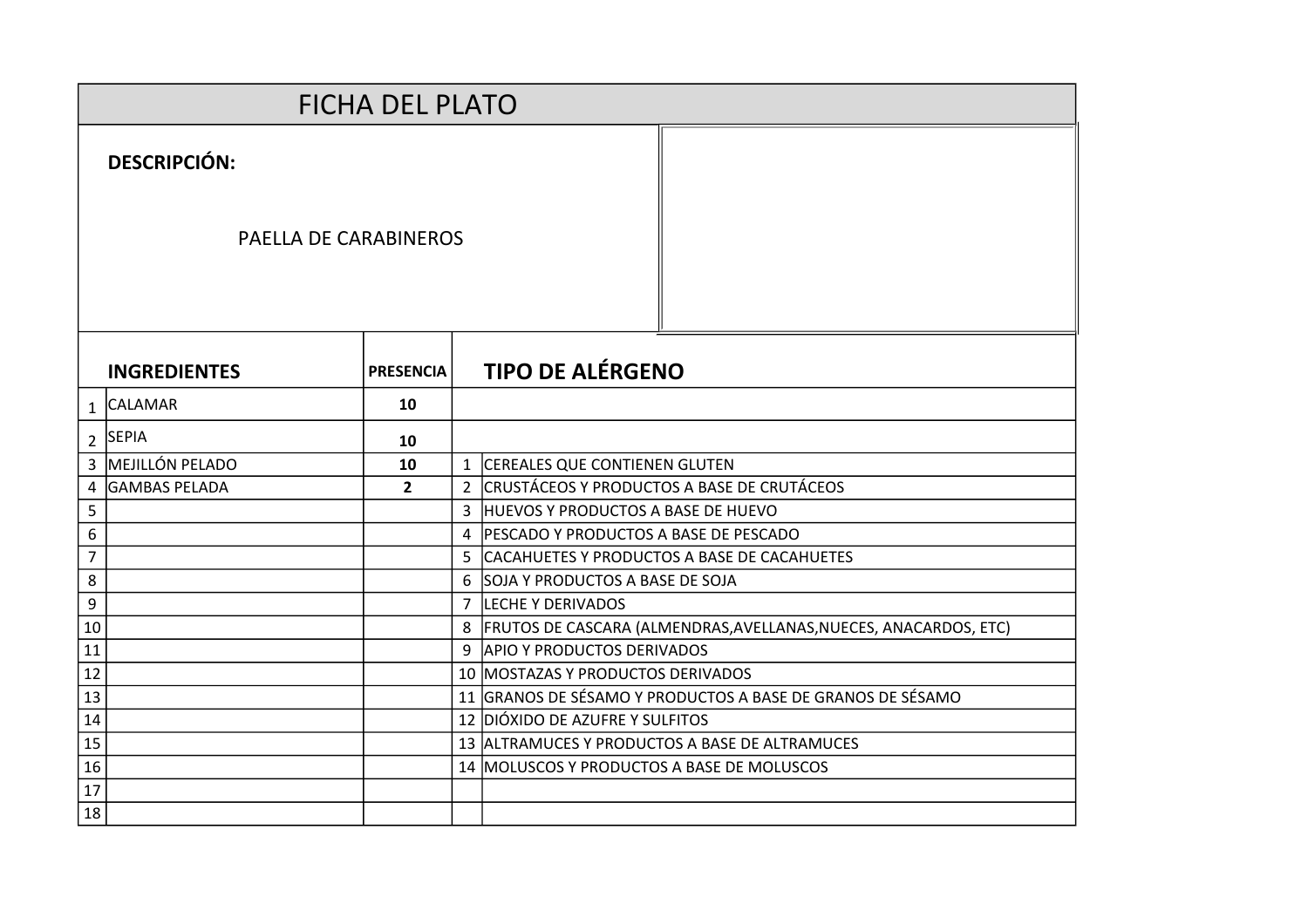# FICHA DEL PLATO

**DESCRIPCIÓN:**

PAELLA DE CARABINEROS

| | INGREDIENTES | PRESENCIA | | TIPO DE ALÉRGENO |
|---|---|---|---|---|
| 1 | CALAMAR | 10 | | |
| 2 | SEPIA | 10 | | |
| 3 | MEJILLÓN PELADO | 10 | 1 | CEREALES QUE CONTIENEN GLUTEN |
| 4 | GAMBAS PELADA | 2 | 2 | CRUSTÁCEOS Y PRODUCTOS A BASE DE CRUTÁCEOS |
| 5 | | | 3 | HUEVOS Y PRODUCTOS A BASE DE HUEVO |
| 6 | | | 4 | PESCADO Y PRODUCTOS A BASE DE PESCADO |
| 7 | | | 5 | CACAHUETES Y PRODUCTOS A BASE DE CACAHUETES |
| 8 | | | 6 | SOJA Y PRODUCTOS A BASE DE SOJA |
| 9 | | | 7 | LECHE Y DERIVADOS |
| 10 | | | 8 | FRUTOS DE CASCARA (ALMENDRAS,AVELLANAS,NUECES, ANACARDOS, ETC) |
| 11 | | | 9 | APIO Y PRODUCTOS DERIVADOS |
| 12 | | | 10 | MOSTAZAS Y PRODUCTOS DERIVADOS |
| 13 | | | 11 | GRANOS DE SÉSAMO Y PRODUCTOS A BASE DE GRANOS DE SÉSAMO |
| 14 | | | 12 | DIÓXIDO DE AZUFRE Y SULFITOS |
| 15 | | | 13 | ALTRAMUCES Y PRODUCTOS A BASE DE ALTRAMUCES |
| 16 | | | 14 | MOLUSCOS Y PRODUCTOS A BASE DE MOLUSCOS |
| 17 | | | | |
| 18 | | | | |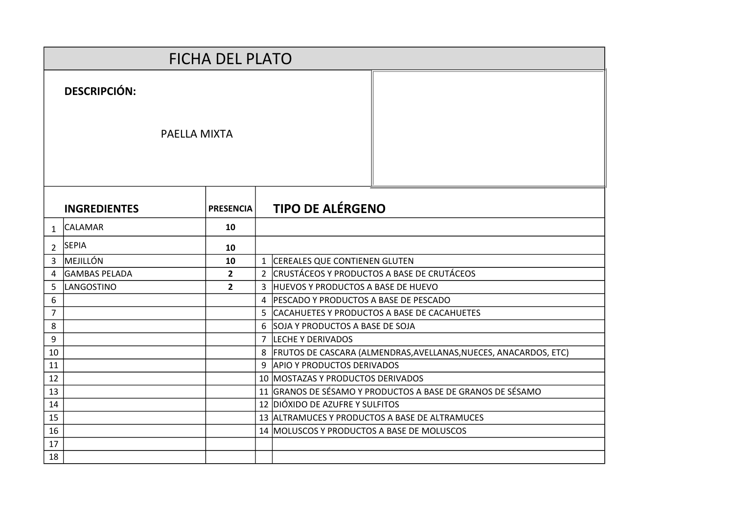# FICHA DEL PLATO

**DESCRIPCIÓN:**

PAELLA MIXTA

| | INGREDIENTES | PRESENCIA | | TIPO DE ALÉRGENO |
|---|---|---|---|---|
| 1 | CALAMAR | 10 | | |
| 2 | SEPIA | 10 | | |
| 3 | MEJILLÓN | 10 | 1 | CEREALES QUE CONTIENEN GLUTEN |
| 4 | GAMBAS PELADA | 2 | 2 | CRUSTÁCEOS Y PRODUCTOS A BASE DE CRUTÁCEOS |
| 5 | LANGOSTINO | 2 | 3 | HUEVOS Y PRODUCTOS A BASE DE HUEVO |
| 6 | | | 4 | PESCADO Y PRODUCTOS A BASE DE PESCADO |
| 7 | | | 5 | CACAHUETES Y PRODUCTOS A BASE DE CACAHUETES |
| 8 | | | 6 | SOJA Y PRODUCTOS A BASE DE SOJA |
| 9 | | | 7 | LECHE Y DERIVADOS |
| 10 | | | 8 | FRUTOS DE CASCARA (ALMENDRAS,AVELLANAS,NUECES, ANACARDOS, ETC) |
| 11 | | | 9 | APIO Y PRODUCTOS DERIVADOS |
| 12 | | | 10 | MOSTAZAS Y PRODUCTOS DERIVADOS |
| 13 | | | 11 | GRANOS DE SÉSAMO Y PRODUCTOS A BASE DE GRANOS DE SÉSAMO |
| 14 | | | 12 | DIÓXIDO DE AZUFRE Y SULFITOS |
| 15 | | | 13 | ALTRAMUCES Y PRODUCTOS A BASE DE ALTRAMUCES |
| 16 | | | 14 | MOLUSCOS Y PRODUCTOS A BASE DE MOLUSCOS |
| 17 | | | | |
| 18 | | | | |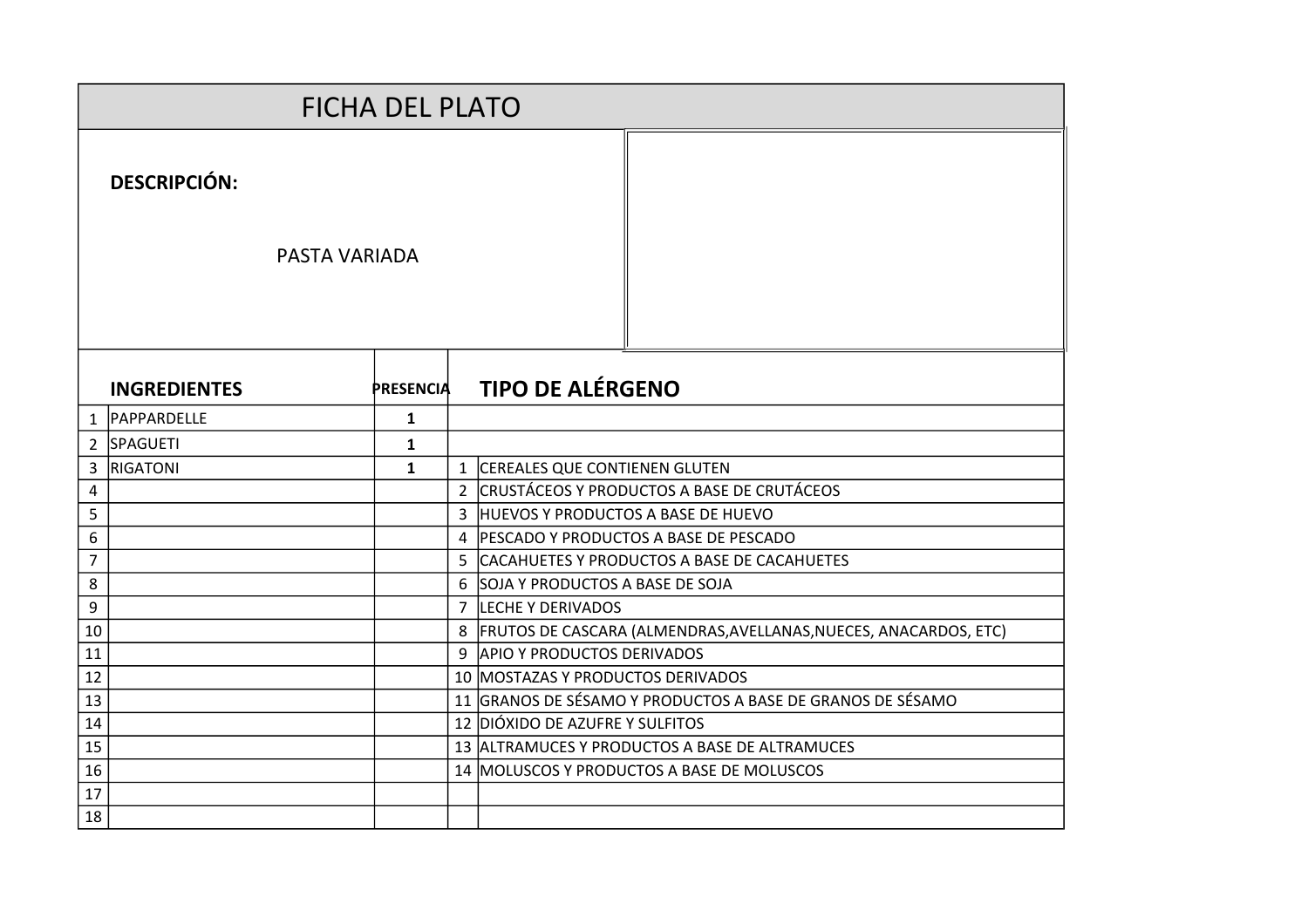# FICHA DEL PLATO

**DESCRIPCIÓN:**

PASTA VARIADA

| | **INGREDIENTES** | **PRESENCIA** | | **TIPO DE ALÉRGENO** |
|---|---|---|---|---|
| 1 | PAPPARDELLE | **1** | | |
| 2 | SPAGUETI | **1** | | |
| 3 | RIGATONI | **1** | 1 | CEREALES QUE CONTIENEN GLUTEN |
| 4 | | | 2 | CRUSTÁCEOS Y PRODUCTOS A BASE DE CRUTÁCEOS |
| 5 | | | 3 | HUEVOS Y PRODUCTOS A BASE DE HUEVO |
| 6 | | | 4 | PESCADO Y PRODUCTOS A BASE DE PESCADO |
| 7 | | | 5 | CACAHUETES Y PRODUCTOS A BASE DE CACAHUETES |
| 8 | | | 6 | SOJA Y PRODUCTOS A BASE DE SOJA |
| 9 | | | 7 | LECHE Y DERIVADOS |
| 10 | | | 8 | FRUTOS DE CASCARA (ALMENDRAS,AVELLANAS,NUECES, ANACARDOS, ETC) |
| 11 | | | 9 | APIO Y PRODUCTOS DERIVADOS |
| 12 | | | 10 | MOSTAZAS Y PRODUCTOS DERIVADOS |
| 13 | | | 11 | GRANOS DE SÉSAMO Y PRODUCTOS A BASE DE GRANOS DE SÉSAMO |
| 14 | | | 12 | DIÓXIDO DE AZUFRE Y SULFITOS |
| 15 | | | 13 | ALTRAMUCES Y PRODUCTOS A BASE DE ALTRAMUCES |
| 16 | | | 14 | MOLUSCOS Y PRODUCTOS A BASE DE MOLUSCOS |
| 17 | | | | |
| 18 | | | | |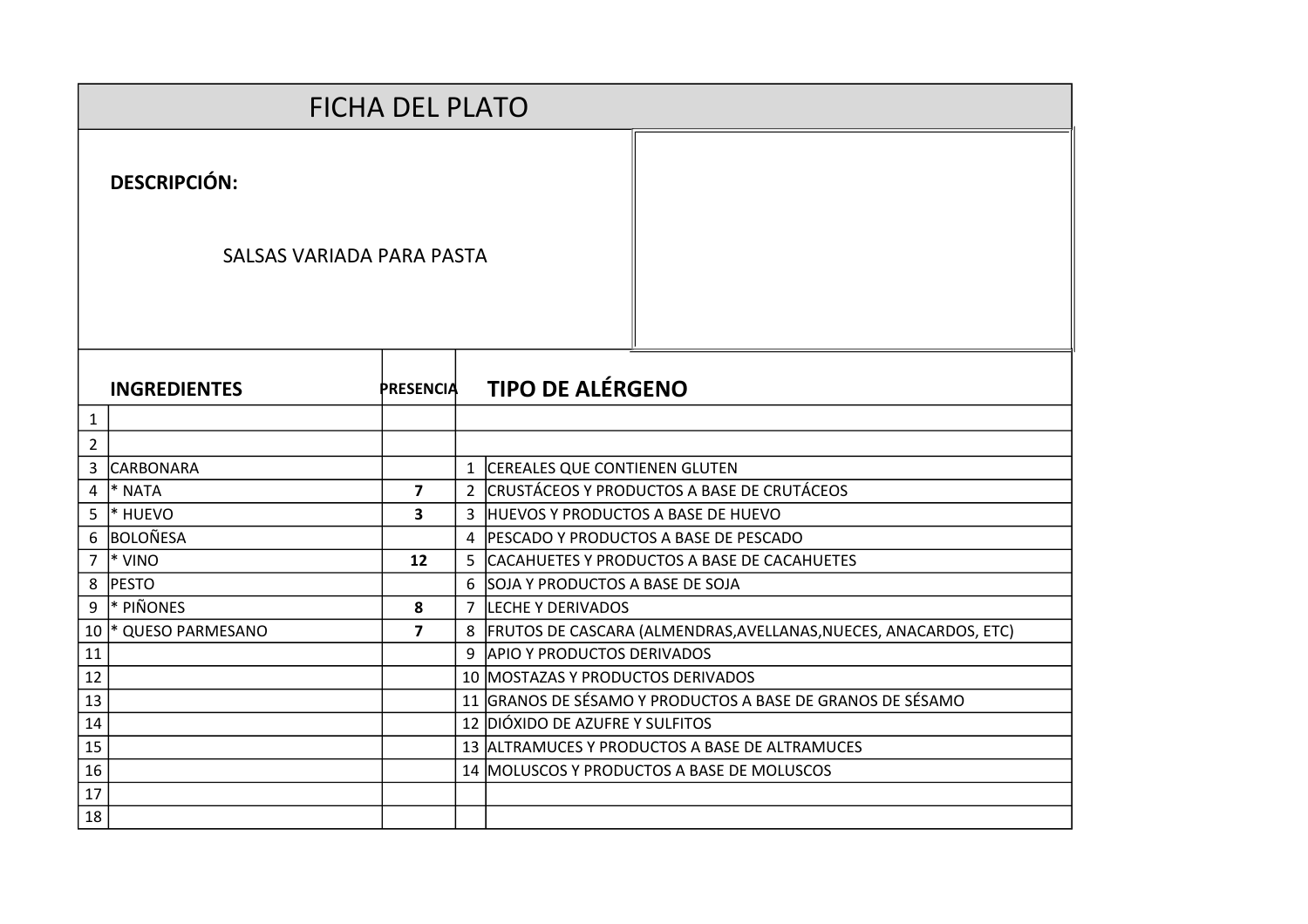# FICHA DEL PLATO

**DESCRIPCIÓN:**

SALSAS VARIADA PARA PASTA

| | INGREDIENTES | PRESENCIA | | TIPO DE ALÉRGENO |
|---|---|---|---|---|
| 1 | | | | |
| 2 | | | | |
| 3 | CARBONARA | | 1 | CEREALES QUE CONTIENEN GLUTEN |
| 4 | * NATA | **7** | 2 | CRUSTÁCEOS Y PRODUCTOS A BASE DE CRUTÁCEOS |
| 5 | * HUEVO | **3** | 3 | HUEVOS Y PRODUCTOS A BASE DE HUEVO |
| 6 | BOLOÑESA | | 4 | PESCADO Y PRODUCTOS A BASE DE PESCADO |
| 7 | * VINO | **12** | 5 | CACAHUETES Y PRODUCTOS A BASE DE CACAHUETES |
| 8 | PESTO | | 6 | SOJA Y PRODUCTOS A BASE DE SOJA |
| 9 | * PIÑONES | **8** | 7 | LECHE Y DERIVADOS |
| 10 | * QUESO PARMESANO | **7** | 8 | FRUTOS DE CASCARA (ALMENDRAS,AVELLANAS,NUECES, ANACARDOS, ETC) |
| 11 | | | 9 | APIO Y PRODUCTOS DERIVADOS |
| 12 | | | 10 | MOSTAZAS Y PRODUCTOS DERIVADOS |
| 13 | | | 11 | GRANOS DE SÉSAMO Y PRODUCTOS A BASE DE GRANOS DE SÉSAMO |
| 14 | | | 12 | DIÓXIDO DE AZUFRE Y SULFITOS |
| 15 | | | 13 | ALTRAMUCES Y PRODUCTOS A BASE DE ALTRAMUCES |
| 16 | | | 14 | MOLUSCOS Y PRODUCTOS A BASE DE MOLUSCOS |
| 17 | | | | |
| 18 | | | | |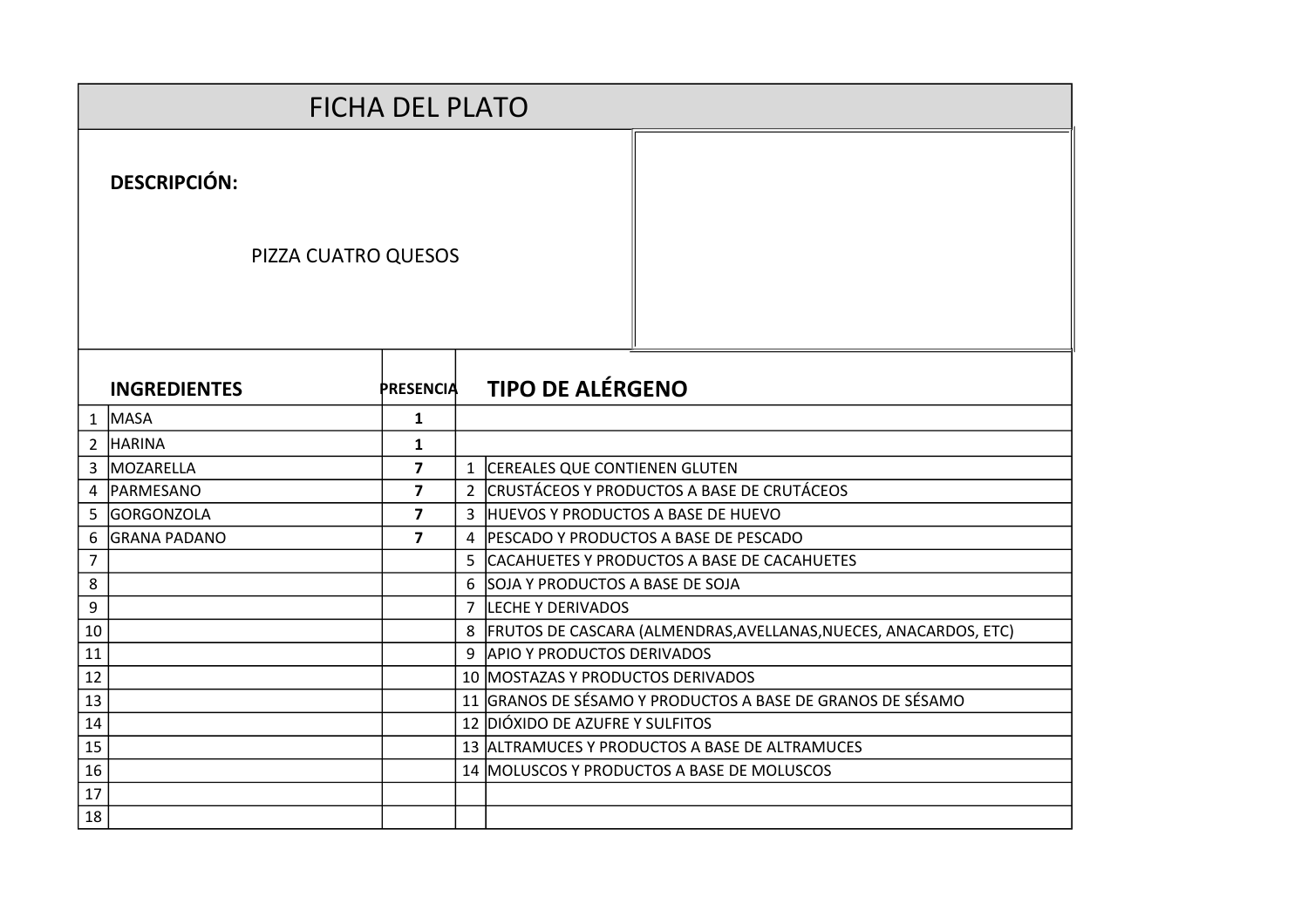# FICHA DEL PLATO

**DESCRIPCIÓN:**

PIZZA CUATRO QUESOS

| | INGREDIENTES | PRESENCIA | | TIPO DE ALÉRGENO |
|---|---|---|---|---|
| 1 | MASA | 1 | | |
| 2 | HARINA | 1 | | |
| 3 | MOZARELLA | 7 | 1 | CEREALES QUE CONTIENEN GLUTEN |
| 4 | PARMESANO | 7 | 2 | CRUSTÁCEOS Y PRODUCTOS A BASE DE CRUTÁCEOS |
| 5 | GORGONZOLA | 7 | 3 | HUEVOS Y PRODUCTOS A BASE DE HUEVO |
| 6 | GRANA PADANO | 7 | 4 | PESCADO Y PRODUCTOS A BASE DE PESCADO |
| 7 | | | 5 | CACAHUETES Y PRODUCTOS A BASE DE CACAHUETES |
| 8 | | | 6 | SOJA Y PRODUCTOS A BASE DE SOJA |
| 9 | | | 7 | LECHE Y DERIVADOS |
| 10 | | | 8 | FRUTOS DE CASCARA (ALMENDRAS,AVELLANAS,NUECES, ANACARDOS, ETC) |
| 11 | | | 9 | APIO Y PRODUCTOS DERIVADOS |
| 12 | | | 10 | MOSTAZAS Y PRODUCTOS DERIVADOS |
| 13 | | | 11 | GRANOS DE SÉSAMO Y PRODUCTOS A BASE DE GRANOS DE SÉSAMO |
| 14 | | | 12 | DIÓXIDO DE AZUFRE Y SULFITOS |
| 15 | | | 13 | ALTRAMUCES Y PRODUCTOS A BASE DE ALTRAMUCES |
| 16 | | | 14 | MOLUSCOS Y PRODUCTOS A BASE DE MOLUSCOS |
| 17 | | | | |
| 18 | | | | |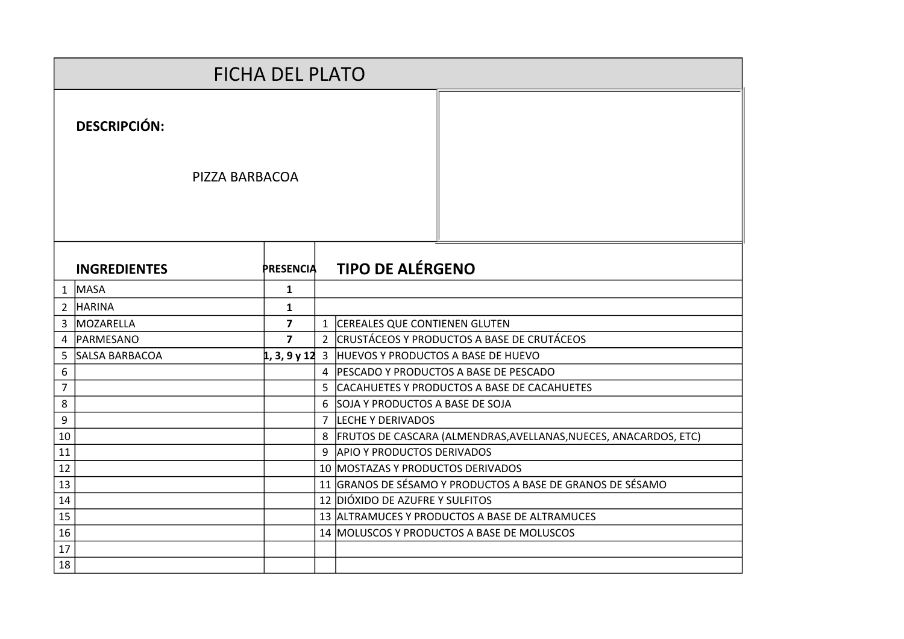# FICHA DEL PLATO

**DESCRIPCIÓN:**

PIZZA BARBACOA

| | **INGREDIENTES** | **PRESENCIA** | | **TIPO DE ALÉRGENO** |
|---|---|---|---|---|
| 1 | MASA | **1** | | |
| 2 | HARINA | **1** | | |
| 3 | MOZARELLA | **7** | 1 | CEREALES QUE CONTIENEN GLUTEN |
| 4 | PARMESANO | **7** | 2 | CRUSTÁCEOS Y PRODUCTOS A BASE DE CRUTÁCEOS |
| 5 | SALSA BARBACOA | **1, 3, 9 y 12** | 3 | HUEVOS Y PRODUCTOS A BASE DE HUEVO |
| 6 | | | 4 | PESCADO Y PRODUCTOS A BASE DE PESCADO |
| 7 | | | 5 | CACAHUETES Y PRODUCTOS A BASE DE CACAHUETES |
| 8 | | | 6 | SOJA Y PRODUCTOS A BASE DE SOJA |
| 9 | | | 7 | LECHE Y DERIVADOS |
| 10 | | | 8 | FRUTOS DE CASCARA (ALMENDRAS,AVELLANAS,NUECES, ANACARDOS, ETC) |
| 11 | | | 9 | APIO Y PRODUCTOS DERIVADOS |
| 12 | | | 10 | MOSTAZAS Y PRODUCTOS DERIVADOS |
| 13 | | | 11 | GRANOS DE SÉSAMO Y PRODUCTOS A BASE DE GRANOS DE SÉSAMO |
| 14 | | | 12 | DIÓXIDO DE AZUFRE Y SULFITOS |
| 15 | | | 13 | ALTRAMUCES Y PRODUCTOS A BASE DE ALTRAMUCES |
| 16 | | | 14 | MOLUSCOS Y PRODUCTOS A BASE DE MOLUSCOS |
| 17 | | | | |
| 18 | | | | |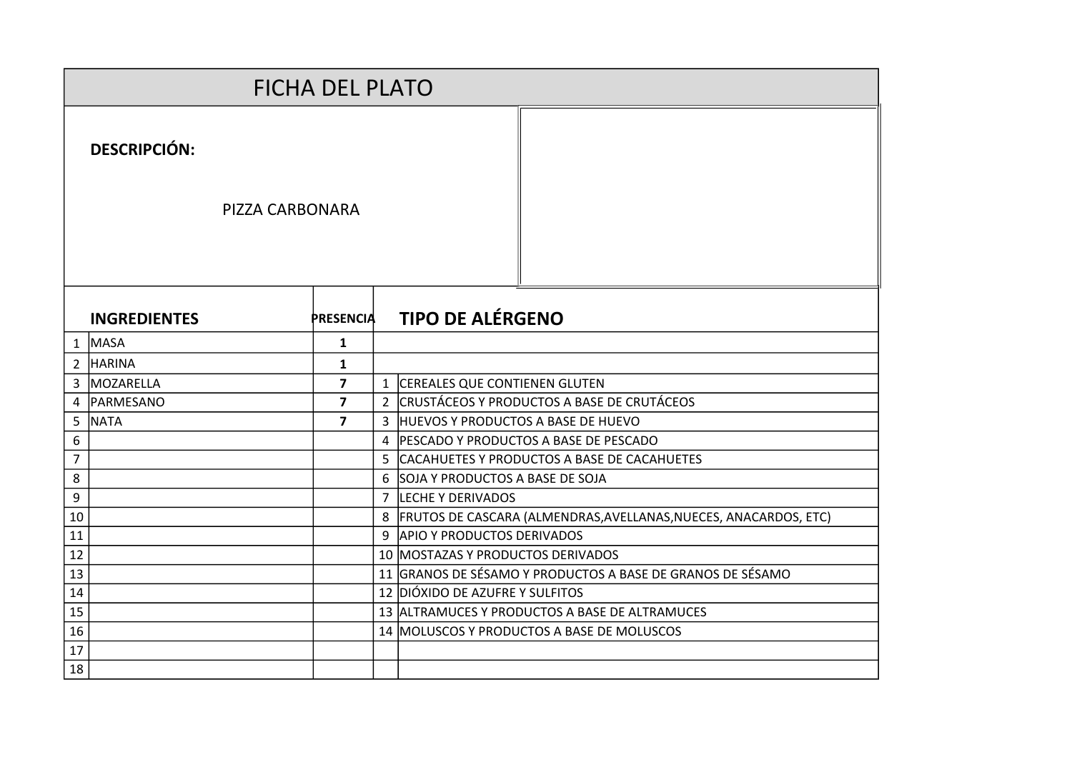# FICHA DEL PLATO

**DESCRIPCIÓN:**

PIZZA CARBONARA

| | INGREDIENTES | PRESENCIA | | TIPO DE ALÉRGENO |
|---|---|---|---|---|
| 1 | MASA | **1** | | |
| 2 | HARINA | **1** | | |
| 3 | MOZARELLA | **7** | 1 | CEREALES QUE CONTIENEN GLUTEN |
| 4 | PARMESANO | **7** | 2 | CRUSTÁCEOS Y PRODUCTOS A BASE DE CRUTÁCEOS |
| 5 | NATA | **7** | 3 | HUEVOS Y PRODUCTOS A BASE DE HUEVO |
| 6 | | | 4 | PESCADO Y PRODUCTOS A BASE DE PESCADO |
| 7 | | | 5 | CACAHUETES Y PRODUCTOS A BASE DE CACAHUETES |
| 8 | | | 6 | SOJA Y PRODUCTOS A BASE DE SOJA |
| 9 | | | 7 | LECHE Y DERIVADOS |
| 10 | | | 8 | FRUTOS DE CASCARA (ALMENDRAS,AVELLANAS,NUECES, ANACARDOS, ETC) |
| 11 | | | 9 | APIO Y PRODUCTOS DERIVADOS |
| 12 | | | 10 | MOSTAZAS Y PRODUCTOS DERIVADOS |
| 13 | | | 11 | GRANOS DE SÉSAMO Y PRODUCTOS A BASE DE GRANOS DE SÉSAMO |
| 14 | | | 12 | DIÓXIDO DE AZUFRE Y SULFITOS |
| 15 | | | 13 | ALTRAMUCES Y PRODUCTOS A BASE DE ALTRAMUCES |
| 16 | | | 14 | MOLUSCOS Y PRODUCTOS A BASE DE MOLUSCOS |
| 17 | | | | |
| 18 | | | | |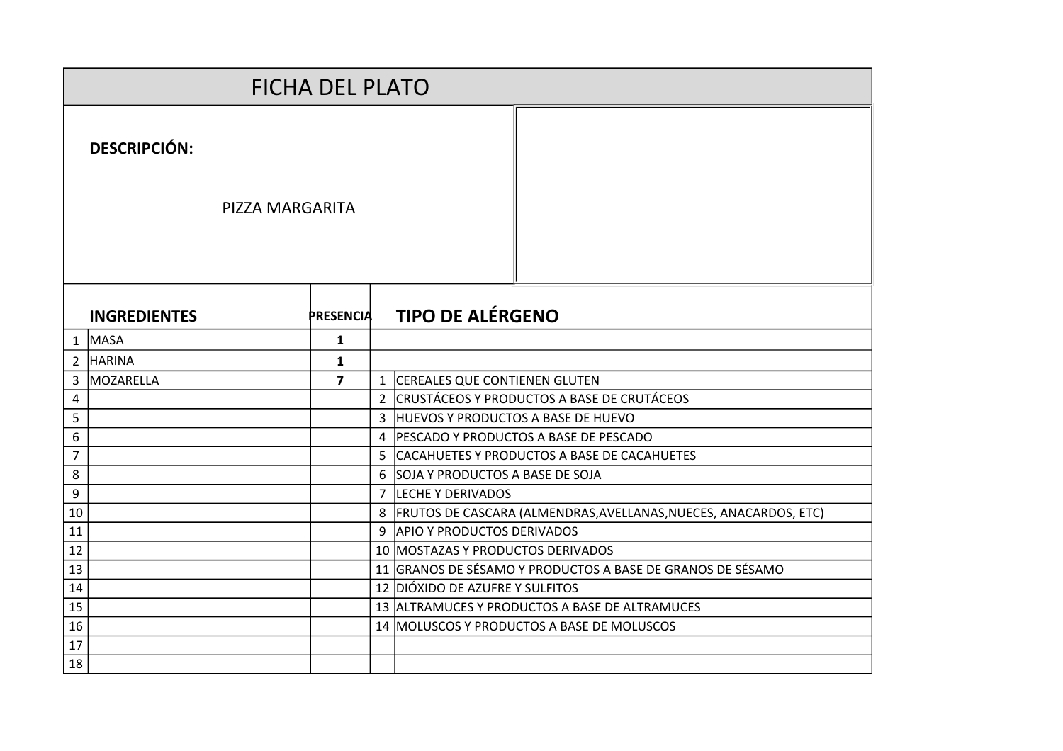# FICHA DEL PLATO

**DESCRIPCIÓN:**

PIZZA MARGARITA

| | INGREDIENTES | PRESENCIA | | TIPO DE ALÉRGENO |
|---|---|---|---|---|
| 1 | MASA | 1 | | |
| 2 | HARINA | 1 | | |
| 3 | MOZARELLA | 7 | 1 | CEREALES QUE CONTIENEN GLUTEN |
| 4 | | | 2 | CRUSTÁCEOS Y PRODUCTOS A BASE DE CRUTÁCEOS |
| 5 | | | 3 | HUEVOS Y PRODUCTOS A BASE DE HUEVO |
| 6 | | | 4 | PESCADO Y PRODUCTOS A BASE DE PESCADO |
| 7 | | | 5 | CACAHUETES Y PRODUCTOS A BASE DE CACAHUETES |
| 8 | | | 6 | SOJA Y PRODUCTOS A BASE DE SOJA |
| 9 | | | 7 | LECHE Y DERIVADOS |
| 10 | | | 8 | FRUTOS DE CASCARA (ALMENDRAS,AVELLANAS,NUECES, ANACARDOS, ETC) |
| 11 | | | 9 | APIO Y PRODUCTOS DERIVADOS |
| 12 | | | 10 | MOSTAZAS Y PRODUCTOS DERIVADOS |
| 13 | | | 11 | GRANOS DE SÉSAMO Y PRODUCTOS A BASE DE GRANOS DE SÉSAMO |
| 14 | | | 12 | DIÓXIDO DE AZUFRE Y SULFITOS |
| 15 | | | 13 | ALTRAMUCES Y PRODUCTOS A BASE DE ALTRAMUCES |
| 16 | | | 14 | MOLUSCOS Y PRODUCTOS A BASE DE MOLUSCOS |
| 17 | | | | |
| 18 | | | | |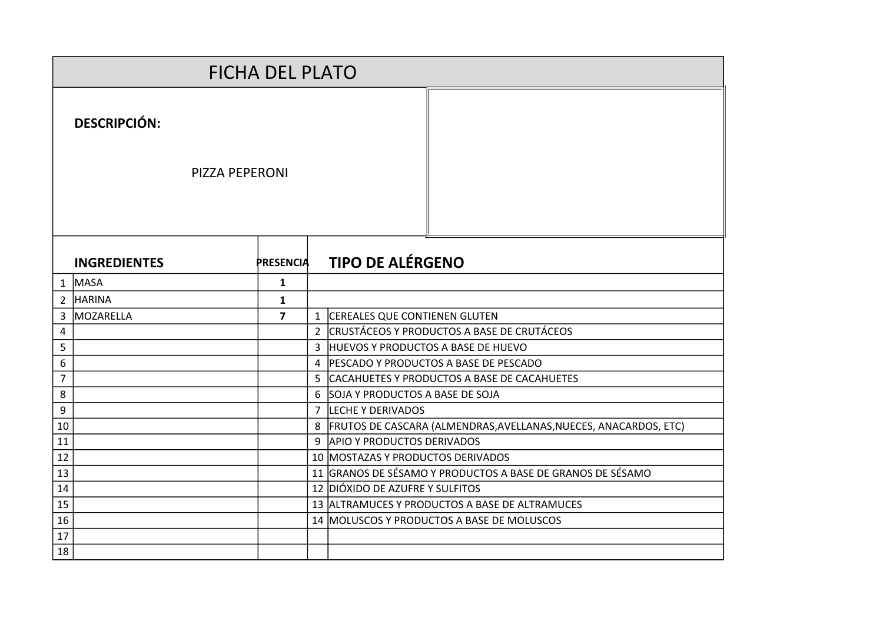# FICHA DEL PLATO

**DESCRIPCIÓN:**

PIZZA PEPERONI

| | INGREDIENTES | PRESENCIA | | TIPO DE ALÉRGENO |
|---|---|---|---|---|
| 1 | MASA | 1 | | |
| 2 | HARINA | 1 | | |
| 3 | MOZARELLA | 7 | 1 | CEREALES QUE CONTIENEN GLUTEN |
| 4 | | | 2 | CRUSTÁCEOS Y PRODUCTOS A BASE DE CRUTÁCEOS |
| 5 | | | 3 | HUEVOS Y PRODUCTOS A BASE DE HUEVO |
| 6 | | | 4 | PESCADO Y PRODUCTOS A BASE DE PESCADO |
| 7 | | | 5 | CACAHUETES Y PRODUCTOS A BASE DE CACAHUETES |
| 8 | | | 6 | SOJA Y PRODUCTOS A BASE DE SOJA |
| 9 | | | 7 | LECHE Y DERIVADOS |
| 10 | | | 8 | FRUTOS DE CASCARA (ALMENDRAS,AVELLANAS,NUECES, ANACARDOS, ETC) |
| 11 | | | 9 | APIO Y PRODUCTOS DERIVADOS |
| 12 | | | 10 | MOSTAZAS Y PRODUCTOS DERIVADOS |
| 13 | | | 11 | GRANOS DE SÉSAMO Y PRODUCTOS A BASE DE GRANOS DE SÉSAMO |
| 14 | | | 12 | DIÓXIDO DE AZUFRE Y SULFITOS |
| 15 | | | 13 | ALTRAMUCES Y PRODUCTOS A BASE DE ALTRAMUCES |
| 16 | | | 14 | MOLUSCOS Y PRODUCTOS A BASE DE MOLUSCOS |
| 17 | | | | |
| 18 | | | | |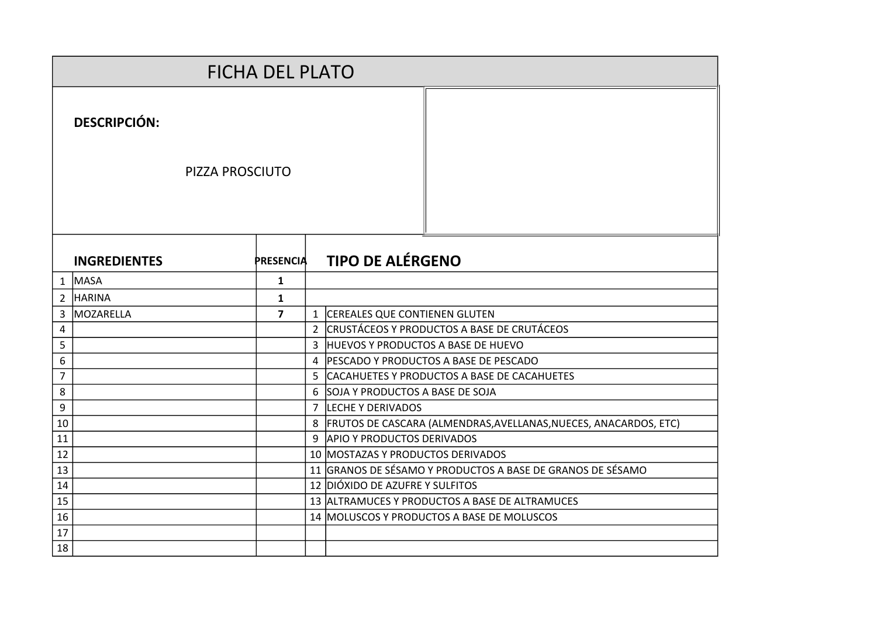# FICHA DEL PLATO

**DESCRIPCIÓN:**

PIZZA PROSCIUTO

| | **INGREDIENTES** | **PRESENCIA** | **TIPO DE ALÉRGENO** | |
|---|---|---|---|---|
| 1 | MASA | **1** | | |
| 2 | HARINA | **1** | | |
| 3 | MOZARELLA | **7** | 1 | CEREALES QUE CONTIENEN GLUTEN |
| 4 | | | 2 | CRUSTÁCEOS Y PRODUCTOS A BASE DE CRUTÁCEOS |
| 5 | | | 3 | HUEVOS Y PRODUCTOS A BASE DE HUEVO |
| 6 | | | 4 | PESCADO Y PRODUCTOS A BASE DE PESCADO |
| 7 | | | 5 | CACAHUETES Y PRODUCTOS A BASE DE CACAHUETES |
| 8 | | | 6 | SOJA Y PRODUCTOS A BASE DE SOJA |
| 9 | | | 7 | LECHE Y DERIVADOS |
| 10 | | | 8 | FRUTOS DE CASCARA (ALMENDRAS,AVELLANAS,NUECES, ANACARDOS, ETC) |
| 11 | | | 9 | APIO Y PRODUCTOS DERIVADOS |
| 12 | | | 10 | MOSTAZAS Y PRODUCTOS DERIVADOS |
| 13 | | | 11 | GRANOS DE SÉSAMO Y PRODUCTOS A BASE DE GRANOS DE SÉSAMO |
| 14 | | | 12 | DIÓXIDO DE AZUFRE Y SULFITOS |
| 15 | | | 13 | ALTRAMUCES Y PRODUCTOS A BASE DE ALTRAMUCES |
| 16 | | | 14 | MOLUSCOS Y PRODUCTOS A BASE DE MOLUSCOS |
| 17 | | | | |
| 18 | | | | |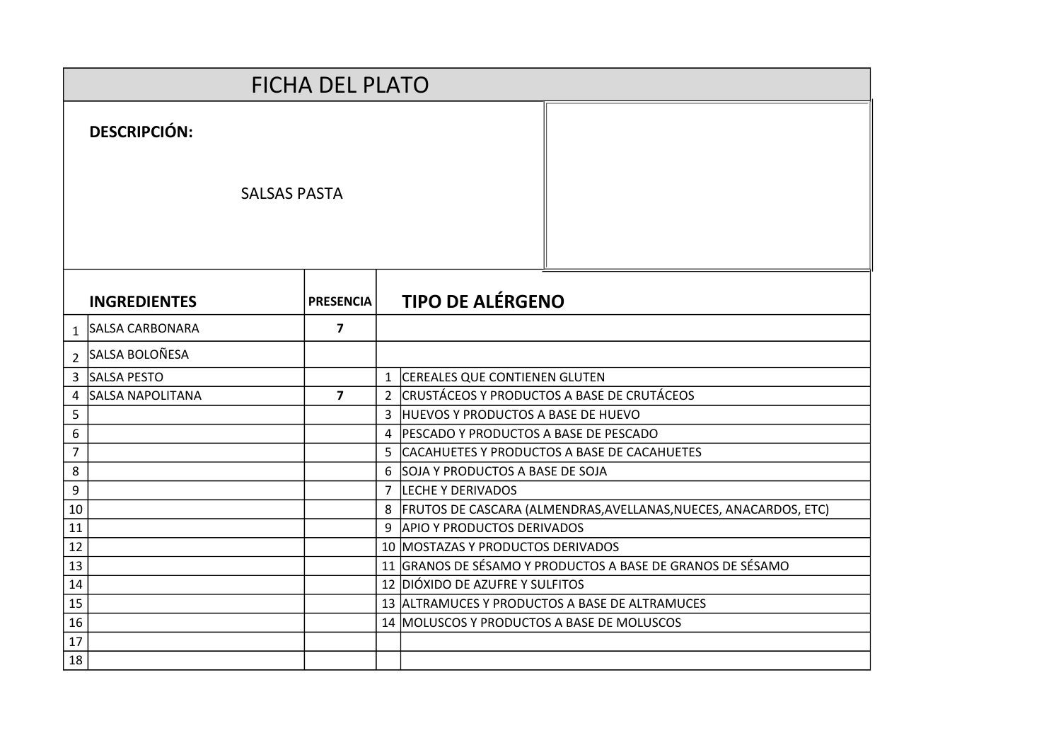# FICHA DEL PLATO

**DESCRIPCIÓN:**

SALSAS PASTA

| | **INGREDIENTES** | **PRESENCIA** | | **TIPO DE ALÉRGENO** |
|---|---|---|---|---|
| 1 | SALSA CARBONARA | **7** | | |
| 2 | SALSA BOLOÑESA | | | |
| 3 | SALSA PESTO | | 1 | CEREALES QUE CONTIENEN GLUTEN |
| 4 | SALSA NAPOLITANA | **7** | 2 | CRUSTÁCEOS Y PRODUCTOS A BASE DE CRUTÁCEOS |
| 5 | | | 3 | HUEVOS Y PRODUCTOS A BASE DE HUEVO |
| 6 | | | 4 | PESCADO Y PRODUCTOS A BASE DE PESCADO |
| 7 | | | 5 | CACAHUETES Y PRODUCTOS A BASE DE CACAHUETES |
| 8 | | | 6 | SOJA Y PRODUCTOS A BASE DE SOJA |
| 9 | | | 7 | LECHE Y DERIVADOS |
| 10 | | | 8 | FRUTOS DE CASCARA (ALMENDRAS,AVELLANAS,NUECES, ANACARDOS, ETC) |
| 11 | | | 9 | APIO Y PRODUCTOS DERIVADOS |
| 12 | | | 10 | MOSTAZAS Y PRODUCTOS DERIVADOS |
| 13 | | | 11 | GRANOS DE SÉSAMO Y PRODUCTOS A BASE DE GRANOS DE SÉSAMO |
| 14 | | | 12 | DIÓXIDO DE AZUFRE Y SULFITOS |
| 15 | | | 13 | ALTRAMUCES Y PRODUCTOS A BASE DE ALTRAMUCES |
| 16 | | | 14 | MOLUSCOS Y PRODUCTOS A BASE DE MOLUSCOS |
| 17 | | | | |
| 18 | | | | |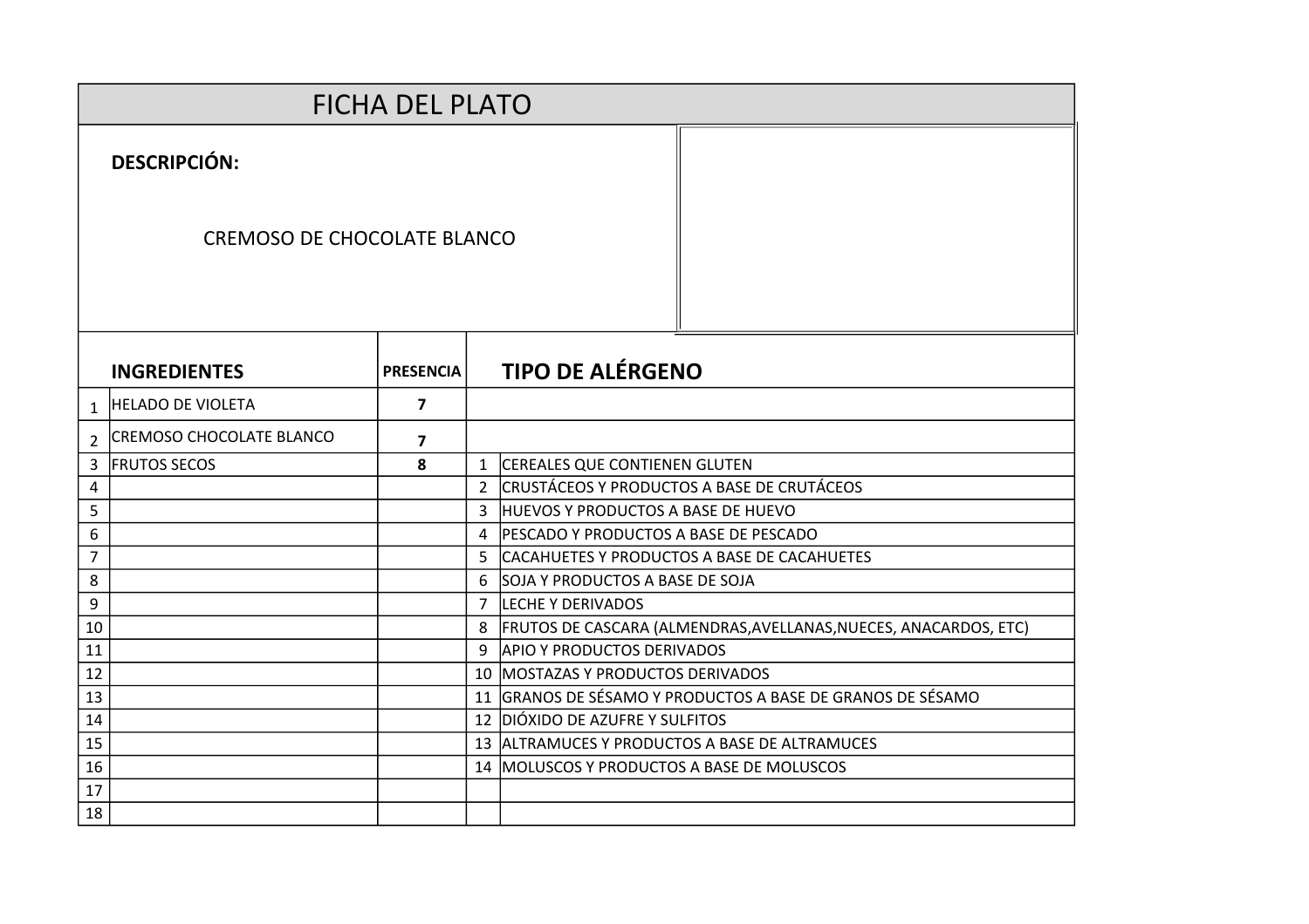# FICHA DEL PLATO

**DESCRIPCIÓN:**

CREMOSO DE CHOCOLATE BLANCO

| | INGREDIENTES | PRESENCIA | | TIPO DE ALÉRGENO |
|---|---|---|---|---|
| 1 | HELADO DE VIOLETA | 7 | | |
| 2 | CREMOSO CHOCOLATE BLANCO | 7 | | |
| 3 | FRUTOS SECOS | 8 | 1 | CEREALES QUE CONTIENEN GLUTEN |
| 4 | | | 2 | CRUSTÁCEOS Y PRODUCTOS A BASE DE CRUTÁCEOS |
| 5 | | | 3 | HUEVOS Y PRODUCTOS A BASE DE HUEVO |
| 6 | | | 4 | PESCADO Y PRODUCTOS A BASE DE PESCADO |
| 7 | | | 5 | CACAHUETES Y PRODUCTOS A BASE DE CACAHUETES |
| 8 | | | 6 | SOJA Y PRODUCTOS A BASE DE SOJA |
| 9 | | | 7 | LECHE Y DERIVADOS |
| 10 | | | 8 | FRUTOS DE CASCARA (ALMENDRAS,AVELLANAS,NUECES, ANACARDOS, ETC) |
| 11 | | | 9 | APIO Y PRODUCTOS DERIVADOS |
| 12 | | | 10 | MOSTAZAS Y PRODUCTOS DERIVADOS |
| 13 | | | 11 | GRANOS DE SÉSAMO Y PRODUCTOS A BASE DE GRANOS DE SÉSAMO |
| 14 | | | 12 | DIÓXIDO DE AZUFRE Y SULFITOS |
| 15 | | | 13 | ALTRAMUCES Y PRODUCTOS A BASE DE ALTRAMUCES |
| 16 | | | 14 | MOLUSCOS Y PRODUCTOS A BASE DE MOLUSCOS |
| 17 | | | | |
| 18 | | | | |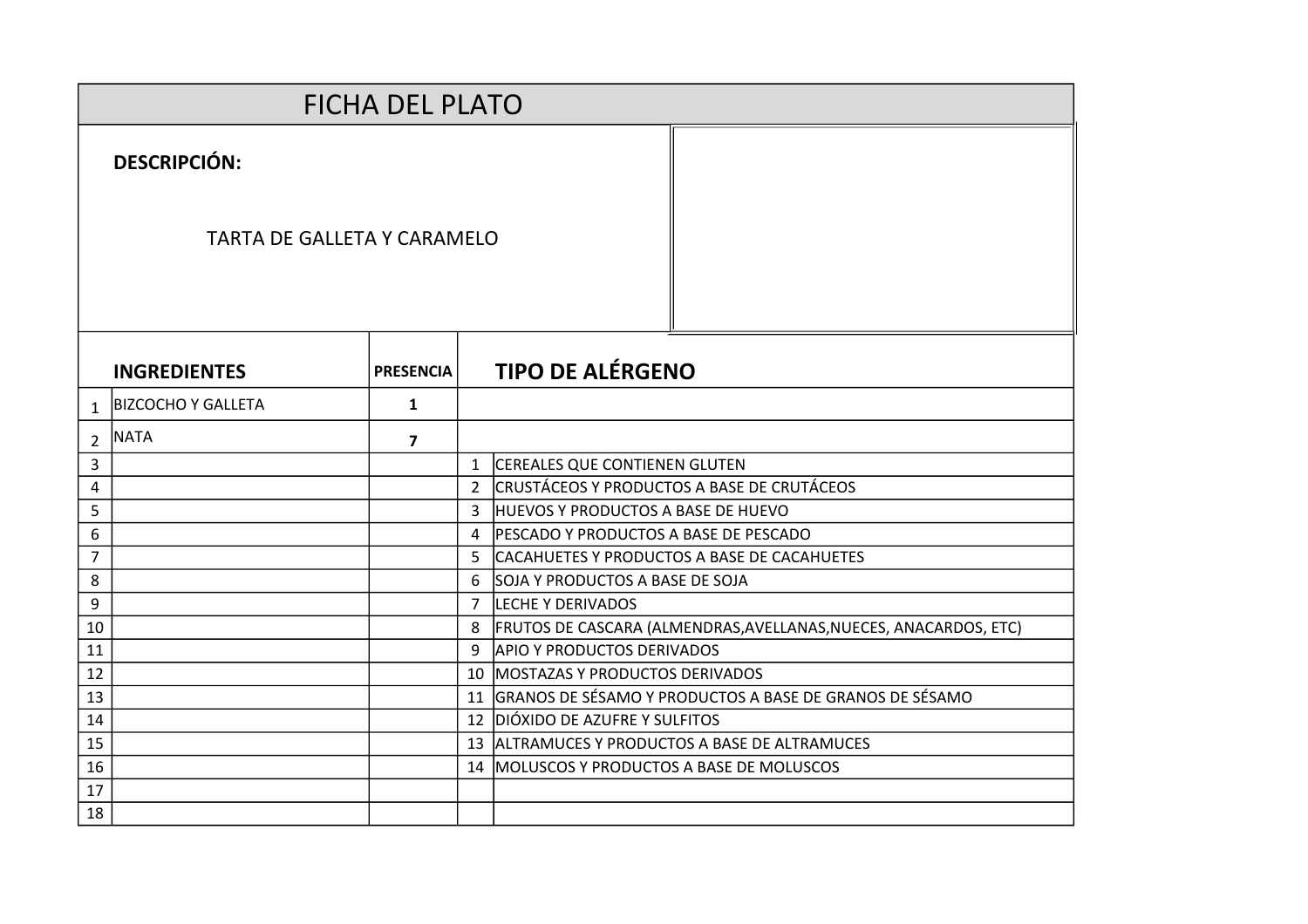# FICHA DEL PLATO

**DESCRIPCIÓN:**

TARTA DE GALLETA Y CARAMELO

| | INGREDIENTES | PRESENCIA | | TIPO DE ALÉRGENO |
|---|---|---|---|---|
| 1 | BIZCOCHO Y GALLETA | 1 | | |
| 2 | NATA | 7 | | |
| 3 | | | 1 | CEREALES QUE CONTIENEN GLUTEN |
| 4 | | | 2 | CRUSTÁCEOS Y PRODUCTOS A BASE DE CRUTÁCEOS |
| 5 | | | 3 | HUEVOS Y PRODUCTOS A BASE DE HUEVO |
| 6 | | | 4 | PESCADO Y PRODUCTOS A BASE DE PESCADO |
| 7 | | | 5 | CACAHUETES Y PRODUCTOS A BASE DE CACAHUETES |
| 8 | | | 6 | SOJA Y PRODUCTOS A BASE DE SOJA |
| 9 | | | 7 | LECHE Y DERIVADOS |
| 10 | | | 8 | FRUTOS DE CASCARA (ALMENDRAS,AVELLANAS,NUECES, ANACARDOS, ETC) |
| 11 | | | 9 | APIO Y PRODUCTOS DERIVADOS |
| 12 | | | 10 | MOSTAZAS Y PRODUCTOS DERIVADOS |
| 13 | | | 11 | GRANOS DE SÉSAMO Y PRODUCTOS A BASE DE GRANOS DE SÉSAMO |
| 14 | | | 12 | DIÓXIDO DE AZUFRE Y SULFITOS |
| 15 | | | 13 | ALTRAMUCES Y PRODUCTOS A BASE DE ALTRAMUCES |
| 16 | | | 14 | MOLUSCOS Y PRODUCTOS A BASE DE MOLUSCOS |
| 17 | | | | |
| 18 | | | | |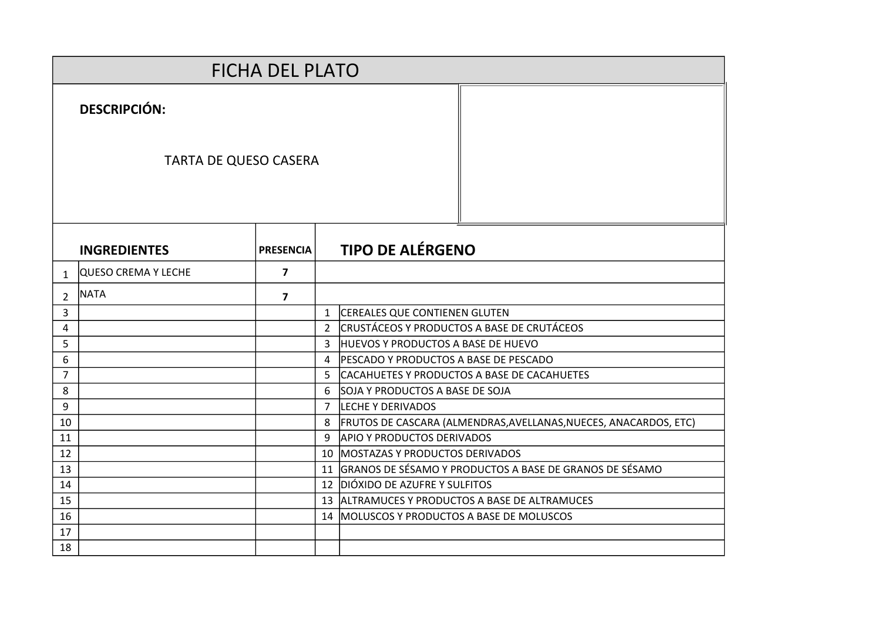# FICHA DEL PLATO

**DESCRIPCIÓN:**

TARTA DE QUESO CASERA

| | INGREDIENTES | PRESENCIA | | TIPO DE ALÉRGENO |
|---|---|---|---|---|
| 1 | QUESO CREMA Y LECHE | **7** | | |
| 2 | NATA | **7** | | |
| 3 | | | 1 | CEREALES QUE CONTIENEN GLUTEN |
| 4 | | | 2 | CRUSTÁCEOS Y PRODUCTOS A BASE DE CRUTÁCEOS |
| 5 | | | 3 | HUEVOS Y PRODUCTOS A BASE DE HUEVO |
| 6 | | | 4 | PESCADO Y PRODUCTOS A BASE DE PESCADO |
| 7 | | | 5 | CACAHUETES Y PRODUCTOS A BASE DE CACAHUETES |
| 8 | | | 6 | SOJA Y PRODUCTOS A BASE DE SOJA |
| 9 | | | 7 | LECHE Y DERIVADOS |
| 10 | | | 8 | FRUTOS DE CASCARA (ALMENDRAS,AVELLANAS,NUECES, ANACARDOS, ETC) |
| 11 | | | 9 | APIO Y PRODUCTOS DERIVADOS |
| 12 | | | 10 | MOSTAZAS Y PRODUCTOS DERIVADOS |
| 13 | | | 11 | GRANOS DE SÉSAMO Y PRODUCTOS A BASE DE GRANOS DE SÉSAMO |
| 14 | | | 12 | DIÓXIDO DE AZUFRE Y SULFITOS |
| 15 | | | 13 | ALTRAMUCES Y PRODUCTOS A BASE DE ALTRAMUCES |
| 16 | | | 14 | MOLUSCOS Y PRODUCTOS A BASE DE MOLUSCOS |
| 17 | | | | |
| 18 | | | | |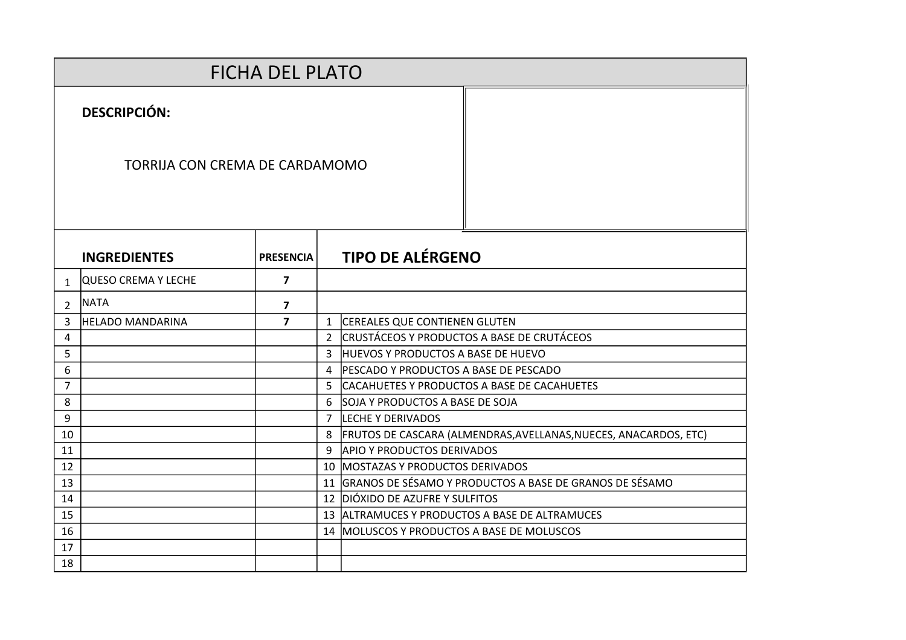# FICHA DEL PLATO

**DESCRIPCIÓN:**

TORRIJA CON CREMA DE CARDAMOMO

| | **INGREDIENTES** | **PRESENCIA** | **TIPO DE ALÉRGENO** | |
|---|---|---|---|---|
| 1 | QUESO CREMA Y LECHE | **7** | | |
| 2 | NATA | **7** | | |
| 3 | HELADO MANDARINA | **7** | 1 | CEREALES QUE CONTIENEN GLUTEN |
| 4 | | | 2 | CRUSTÁCEOS Y PRODUCTOS A BASE DE CRUTÁCEOS |
| 5 | | | 3 | HUEVOS Y PRODUCTOS A BASE DE HUEVO |
| 6 | | | 4 | PESCADO Y PRODUCTOS A BASE DE PESCADO |
| 7 | | | 5 | CACAHUETES Y PRODUCTOS A BASE DE CACAHUETES |
| 8 | | | 6 | SOJA Y PRODUCTOS A BASE DE SOJA |
| 9 | | | 7 | LECHE Y DERIVADOS |
| 10 | | | 8 | FRUTOS DE CASCARA (ALMENDRAS,AVELLANAS,NUECES, ANACARDOS, ETC) |
| 11 | | | 9 | APIO Y PRODUCTOS DERIVADOS |
| 12 | | | 10 | MOSTAZAS Y PRODUCTOS DERIVADOS |
| 13 | | | 11 | GRANOS DE SÉSAMO Y PRODUCTOS A BASE DE GRANOS DE SÉSAMO |
| 14 | | | 12 | DIÓXIDO DE AZUFRE Y SULFITOS |
| 15 | | | 13 | ALTRAMUCES Y PRODUCTOS A BASE DE ALTRAMUCES |
| 16 | | | 14 | MOLUSCOS Y PRODUCTOS A BASE DE MOLUSCOS |
| 17 | | | | |
| 18 | | | | |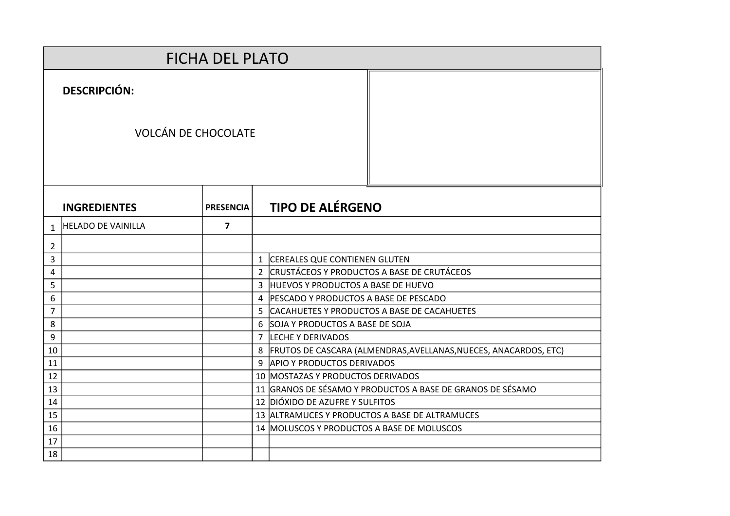# FICHA DEL PLATO

**DESCRIPCIÓN:**

VOLCÁN DE CHOCOLATE

| | INGREDIENTES | PRESENCIA | | TIPO DE ALÉRGENO |
|---|---|---|---|---|
| 1 | HELADO DE VAINILLA | 7 | | |
| 2 | | | | |
| 3 | | | 1 | CEREALES QUE CONTIENEN GLUTEN |
| 4 | | | 2 | CRUSTÁCEOS Y PRODUCTOS A BASE DE CRUTÁCEOS |
| 5 | | | 3 | HUEVOS Y PRODUCTOS A BASE DE HUEVO |
| 6 | | | 4 | PESCADO Y PRODUCTOS A BASE DE PESCADO |
| 7 | | | 5 | CACAHUETES Y PRODUCTOS A BASE DE CACAHUETES |
| 8 | | | 6 | SOJA Y PRODUCTOS A BASE DE SOJA |
| 9 | | | 7 | LECHE Y DERIVADOS |
| 10 | | | 8 | FRUTOS DE CASCARA (ALMENDRAS,AVELLANAS,NUECES, ANACARDOS, ETC) |
| 11 | | | 9 | APIO Y PRODUCTOS DERIVADOS |
| 12 | | | 10 | MOSTAZAS Y PRODUCTOS DERIVADOS |
| 13 | | | 11 | GRANOS DE SÉSAMO Y PRODUCTOS A BASE DE GRANOS DE SÉSAMO |
| 14 | | | 12 | DIÓXIDO DE AZUFRE Y SULFITOS |
| 15 | | | 13 | ALTRAMUCES Y PRODUCTOS A BASE DE ALTRAMUCES |
| 16 | | | 14 | MOLUSCOS Y PRODUCTOS A BASE DE MOLUSCOS |
| 17 | | | | |
| 18 | | | | |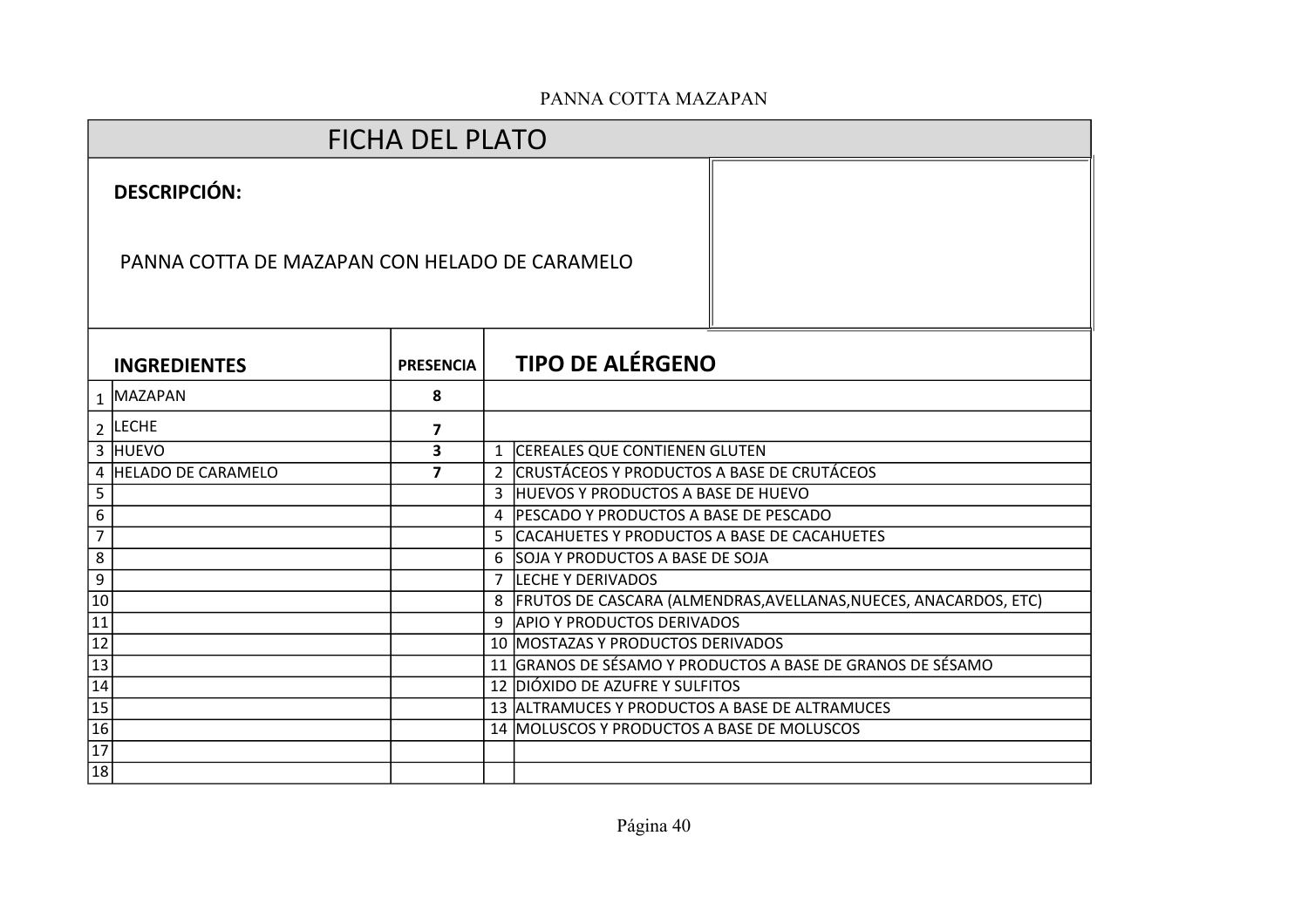# FICHA DEL PLATO

**DESCRIPCIÓN:**

PANNA COTTA DE MAZAPAN CON HELADO DE CARAMELO

| | INGREDIENTES | PRESENCIA | | TIPO DE ALÉRGENO |
|---|---|---|---|---|
| 1 | MAZAPAN | 8 | | |
| 2 | LECHE | 7 | | |
| 3 | HUEVO | 3 | 1 | CEREALES QUE CONTIENEN GLUTEN |
| 4 | HELADO DE CARAMELO | 7 | 2 | CRUSTÁCEOS Y PRODUCTOS A BASE DE CRUTÁCEOS |
| 5 | | | 3 | HUEVOS Y PRODUCTOS A BASE DE HUEVO |
| 6 | | | 4 | PESCADO Y PRODUCTOS A BASE DE PESCADO |
| 7 | | | 5 | CACAHUETES Y PRODUCTOS A BASE DE CACAHUETES |
| 8 | | | 6 | SOJA Y PRODUCTOS A BASE DE SOJA |
| 9 | | | 7 | LECHE Y DERIVADOS |
| 10 | | | 8 | FRUTOS DE CASCARA (ALMENDRAS,AVELLANAS,NUECES, ANACARDOS, ETC) |
| 11 | | | 9 | APIO Y PRODUCTOS DERIVADOS |
| 12 | | | 10 | MOSTAZAS Y PRODUCTOS DERIVADOS |
| 13 | | | 11 | GRANOS DE SÉSAMO Y PRODUCTOS A BASE DE GRANOS DE SÉSAMO |
| 14 | | | 12 | DIÓXIDO DE AZUFRE Y SULFITOS |
| 15 | | | 13 | ALTRAMUCES Y PRODUCTOS A BASE DE ALTRAMUCES |
| 16 | | | 14 | MOLUSCOS Y PRODUCTOS A BASE DE MOLUSCOS |
| 17 | | | | |
| 18 | | | | |